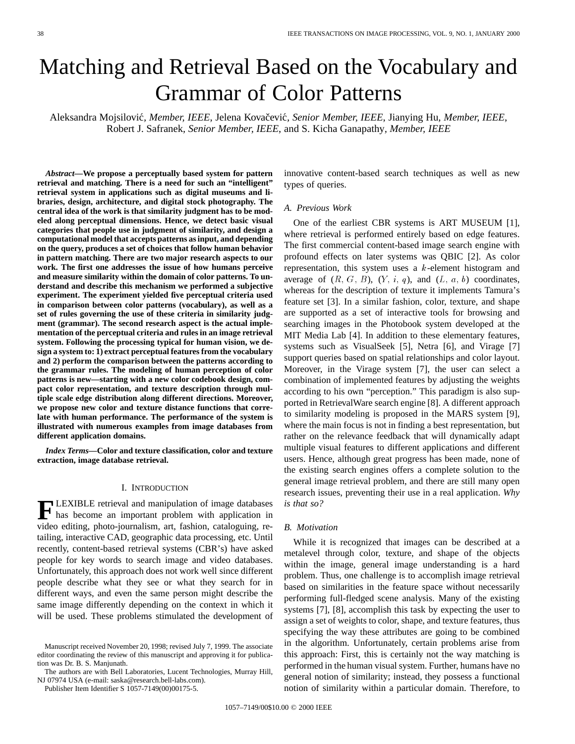# Matching and Retrieval Based on the Vocabulary and Grammar of Color Patterns

Aleksandra Mojsilović, *Member, IEEE*, Jelena Kovačević, *Senior Member, IEEE*, Jianying Hu, *Member, IEEE*, Robert J. Safranek, *Senior Member, IEEE*, and S. Kicha Ganapathy, *Member, IEEE*

***Abstract*—We propose a perceptually based system for pattern retrieval and matching. There is a need for such an "intelligent" retrieval system in applications such as digital museums and libraries, design, architecture, and digital stock photography. The central idea of the work is that similarity judgment has to be modeled along perceptual dimensions. Hence, we detect basic visual categories that people use in judgment of similarity, and design a computational model that accepts patterns as input, and depending on the query, produces a set of choices that follow human behavior in pattern matching. There are two major research aspects to our work. The first one addresses the issue of how humans perceive and measure similarity within the domain of color patterns. To understand and describe this mechanism we performed a subjective experiment. The experiment yielded five perceptual criteria used in comparison between color patterns (vocabulary), as well as a set of rules governing the use of these criteria in similarity judgment (grammar). The second research aspect is the actual implementation of the perceptual criteria and rules in an image retrieval system. Following the processing typical for human vision, we design a system to: 1) extract perceptual features from the vocabulary and 2) perform the comparison between the patterns according to the grammar rules. The modeling of human perception of color patterns is new—starting with a new color codebook design, compact color representation, and texture description through multiple scale edge distribution along different directions. Moreover, we propose new color and texture distance functions that correlate with human performance. The performance of the system is illustrated with numerous examples from image databases from different application domains.**

***Index Terms*—Color and texture classification, color and texture extraction, image database retrieval.**

## I. Introduction

FLEXIBLE retrieval and manipulation of image databases has become an important problem with application in video editing, photo-journalism, art, fashion, cataloguing, retailing, interactive CAD, geographic data processing, etc. Until recently, content-based retrieval systems (CBR's) have asked people for key words to search image and video databases. Unfortunately, this approach does not work well since different people describe what they see or what they search for in different ways, and even the same person might describe the same image differently depending on the context in which it will be used. These problems stimulated the development of innovative content-based search techniques as well as new types of queries.

### A. Previous Work

One of the earliest CBR systems is ART MUSEUM [1], where retrieval is performed entirely based on edge features. The first commercial content-based image search engine with profound effects on later systems was QBIC [2]. As color representation, this system uses a $k$-element histogram and average of $(R, G, B)$, $(Y, i, q)$, and $(L, a, b)$ coordinates, whereas for the description of texture it implements Tamura's feature set [3]. In a similar fashion, color, texture, and shape are supported as a set of interactive tools for browsing and searching images in the Photobook system developed at the MIT Media Lab [4]. In addition to these elementary features, systems such as VisualSeek [5], Netra [6], and Virage [7] support queries based on spatial relationships and color layout. Moreover, in the Virage system [7], the user can select a combination of implemented features by adjusting the weights according to his own "perception." This paradigm is also supported in RetrievalWare search engine [8]. A different approach to similarity modeling is proposed in the MARS system [9], where the main focus is not in finding a best representation, but rather on the relevance feedback that will dynamically adapt multiple visual features to different applications and different users. Hence, although great progress has been made, none of the existing search engines offers a complete solution to the general image retrieval problem, and there are still many open research issues, preventing their use in a real application. *Why is that so?*

### B. Motivation

While it is recognized that images can be described at a metalevel through color, texture, and shape of the objects within the image, general image understanding is a hard problem. Thus, one challenge is to accomplish image retrieval based on similarities in the feature space without necessarily performing full-fledged scene analysis. Many of the existing systems [7], [8], accomplish this task by expecting the user to assign a set of weights to color, shape, and texture features, thus specifying the way these attributes are going to be combined in the algorithm. Unfortunately, certain problems arise from this approach: First, this is certainly not the way matching is performed in the human visual system. Further, humans have no general notion of similarity; instead, they possess a functional notion of similarity within a particular domain. Therefore, to

Manuscript received November 20, 1998; revised July 7, 1999. The associate editor coordinating the review of this manuscript and approving it for publication was Dr. B. S. Manjunath.

The authors are with Bell Laboratories, Lucent Technologies, Murray Hill, NJ 07974 USA (e-mail: saska@research.bell-labs.com).

Publisher Item Identifier S 1057-7149(00)00175-5.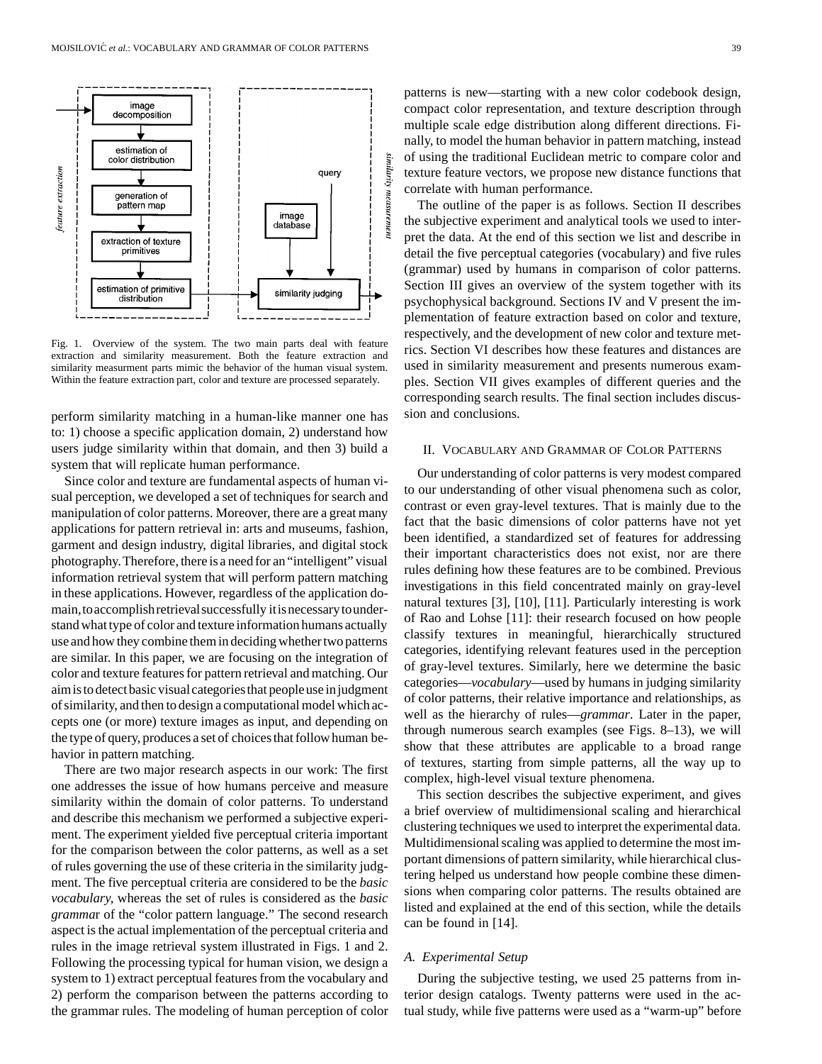Fig. 1. Overview of the system. The two main parts deal with feature extraction and similarity measurement. Both the feature extraction and similarity measurment parts mimic the behavior of the human visual system. Within the feature extraction part, color and texture are processed separately.

perform similarity matching in a human-like manner one has to: 1) choose a specific application domain, 2) understand how users judge similarity within that domain, and then 3) build a system that will replicate human performance.

Since color and texture are fundamental aspects of human visual perception, we developed a set of techniques for search and manipulation of color patterns. Moreover, there are a great many applications for pattern retrieval in: arts and museums, fashion, garment and design industry, digital libraries, and digital stock photography. Therefore, there is a need for an "intelligent" visual information retrieval system that will perform pattern matching in these applications. However, regardless of the application domain, to accomplish retrieval successfully it is necessary to understand what type of color and texture information humans actually use and how they combine them in deciding whether two patterns are similar. In this paper, we are focusing on the integration of color and texture features for pattern retrieval and matching. Our aim is to detect basic visual categories that people use in judgment of similarity, and then to design a computational model which accepts one (or more) texture images as input, and depending on the type of query, produces a set of choices that follow human behavior in pattern matching.

There are two major research aspects in our work: The first one addresses the issue of how humans perceive and measure similarity within the domain of color patterns. To understand and describe this mechanism we performed a subjective experiment. The experiment yielded five perceptual criteria important for the comparison between the color patterns, as well as a set of rules governing the use of these criteria in the similarity judgment. The five perceptual criteria are considered to be the *basic vocabulary*, whereas the set of rules is considered as the *basic grammar* of the "color pattern language." The second research aspect is the actual implementation of the perceptual criteria and rules in the image retrieval system illustrated in Figs. 1 and 2. Following the processing typical for human vision, we design a system to 1) extract perceptual features from the vocabulary and 2) perform the comparison between the patterns according to the grammar rules. The modeling of human perception of color patterns is new—starting with a new color codebook design, compact color representation, and texture description through multiple scale edge distribution along different directions. Finally, to model the human behavior in pattern matching, instead of using the traditional Euclidean metric to compare color and texture feature vectors, we propose new distance functions that correlate with human performance.

The outline of the paper is as follows. Section II describes the subjective experiment and analytical tools we used to interpret the data. At the end of this section we list and describe in detail the five perceptual categories (vocabulary) and five rules (grammar) used by humans in comparison of color patterns. Section III gives an overview of the system together with its psychophysical background. Sections IV and V present the implementation of feature extraction based on color and texture, respectively, and the development of new color and texture metrics. Section VI describes how these features and distances are used in similarity measurement and presents numerous examples. Section VII gives examples of different queries and the corresponding search results. The final section includes discussion and conclusions.

## II. Vocabulary and Grammar of Color Patterns

Our understanding of color patterns is very modest compared to our understanding of other visual phenomena such as color, contrast or even gray-level textures. That is mainly due to the fact that the basic dimensions of color patterns have not yet been identified, a standardized set of features for addressing their important characteristics does not exist, nor are there rules defining how these features are to be combined. Previous investigations in this field concentrated mainly on gray-level natural textures [3], [10], [11]. Particularly interesting is work of Rao and Lohse [11]: their research focused on how people classify textures in meaningful, hierarchically structured categories, identifying relevant features used in the perception of gray-level textures. Similarly, here we determine the basic categories—*vocabulary*—used by humans in judging similarity of color patterns, their relative importance and relationships, as well as the hierarchy of rules—*grammar*. Later in the paper, through numerous search examples (see Figs. 8–13), we will show that these attributes are applicable to a broad range of textures, starting from simple patterns, all the way up to complex, high-level visual texture phenomena.

This section describes the subjective experiment, and gives a brief overview of multidimensional scaling and hierarchical clustering techniques we used to interpret the experimental data. Multidimensional scaling was applied to determine the most important dimensions of pattern similarity, while hierarchical clustering helped us understand how people combine these dimensions when comparing color patterns. The results obtained are listed and explained at the end of this section, while the details can be found in [14].

### A. Experimental Setup

During the subjective testing, we used 25 patterns from interior design catalogs. Twenty patterns were used in the actual study, while five patterns were used as a "warm-up" before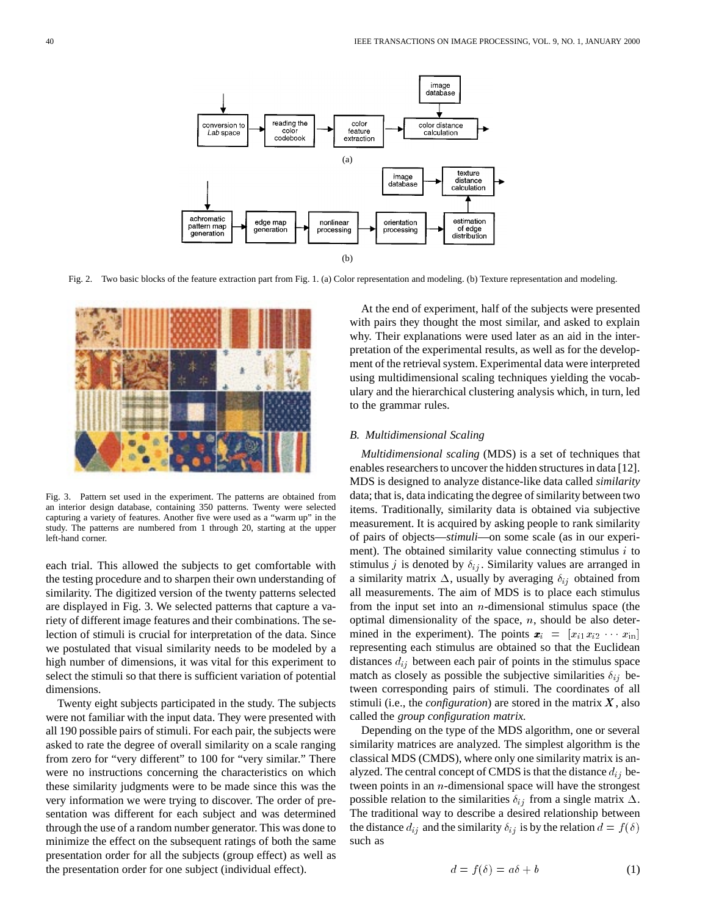Fig. 2. Two basic blocks of the feature extraction part from Fig. 1. (a) Color representation and modeling. (b) Texture representation and modeling.

Fig. 3. Pattern set used in the experiment. The patterns are obtained from an interior design database, containing 350 patterns. Twenty were selected capturing a variety of features. Another five were used as a "warm up" in the study. The patterns are numbered from 1 through 20, starting at the upper left-hand corner.

each trial. This allowed the subjects to get comfortable with the testing procedure and to sharpen their own understanding of similarity. The digitized version of the twenty patterns selected are displayed in Fig. 3. We selected patterns that capture a variety of different image features and their combinations. The selection of stimuli is crucial for interpretation of the data. Since we postulated that visual similarity needs to be modeled by a high number of dimensions, it was vital for this experiment to select the stimuli so that there is sufficient variation of potential dimensions.

Twenty eight subjects participated in the study. The subjects were not familiar with the input data. They were presented with all 190 possible pairs of stimuli. For each pair, the subjects were asked to rate the degree of overall similarity on a scale ranging from zero for "very different" to 100 for "very similar." There were no instructions concerning the characteristics on which these similarity judgments were to be made since this was the very information we were trying to discover. The order of presentation was different for each subject and was determined through the use of a random number generator. This was done to minimize the effect on the subsequent ratings of both the same presentation order for all the subjects (group effect) as well as the presentation order for one subject (individual effect).

At the end of experiment, half of the subjects were presented with pairs they thought the most similar, and asked to explain why. Their explanations were used later as an aid in the interpretation of the experimental results, as well as for the development of the retrieval system. Experimental data were interpreted using multidimensional scaling techniques yielding the vocabulary and the hierarchical clustering analysis which, in turn, led to the grammar rules.

### B. Multidimensional Scaling

*Multidimensional scaling* (MDS) is a set of techniques that enables researchers to uncover the hidden structures in data [12]. MDS is designed to analyze distance-like data called *similarity* data; that is, data indicating the degree of similarity between two items. Traditionally, similarity data is obtained via subjective measurement. It is acquired by asking people to rank similarity of pairs of objects—*stimuli*—on some scale (as in our experiment). The obtained similarity value connecting stimulus $i$ to stimulus $j$ is denoted by $\delta_{ij}$. Similarity values are arranged in a similarity matrix $\Delta$, usually by averaging $\delta_{ij}$ obtained from all measurements. The aim of MDS is to place each stimulus from the input set into an $n$-dimensional stimulus space (the optimal dimensionality of the space, $n$, should be also determined in the experiment). The points $\boldsymbol{x}_i = [x_{i1}\, x_{i2}\, \cdots\, x_{in}]$ representing each stimulus are obtained so that the Euclidean distances $d_{ij}$ between each pair of points in the stimulus space match as closely as possible the subjective similarities $\delta_{ij}$ between corresponding pairs of stimuli. The coordinates of all stimuli (i.e., the *configuration*) are stored in the matrix $\boldsymbol{X}$, also called the *group configuration matrix.*

Depending on the type of the MDS algorithm, one or several similarity matrices are analyzed. The simplest algorithm is the classical MDS (CMDS), where only one similarity matrix is analyzed. The central concept of CMDS is that the distance $d_{ij}$ between points in an $n$-dimensional space will have the strongest possible relation to the similarities $\delta_{ij}$ from a single matrix $\Delta$. The traditional way to describe a desired relationship between the distance $d_{ij}$ and the similarity $\delta_{ij}$ is by the relation $d = f(\delta)$ such as

$$d = f(\delta) = a\delta + b \tag{1}$$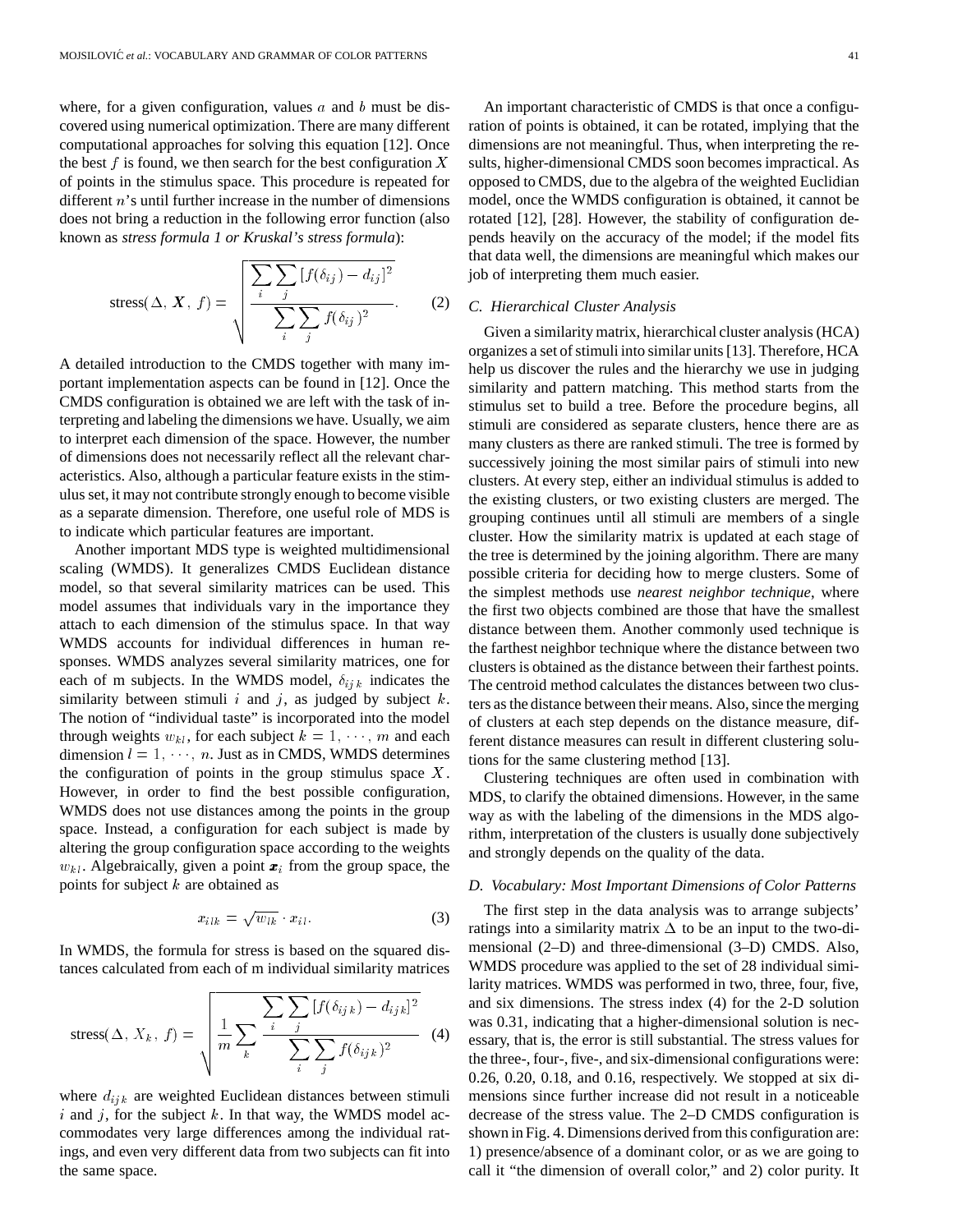where, for a given configuration, values $a$ and $b$ must be discovered using numerical optimization. There are many different computational approaches for solving this equation [12]. Once the best $f$ is found, we then search for the best configuration $X$ of points in the stimulus space. This procedure is repeated for different $n$'s until further increase in the number of dimensions does not bring a reduction in the following error function (also known as *stress formula 1 or Kruskal's stress formula*):

$$\text{stress}(\Delta, \boldsymbol{X}, f) = \sqrt{\frac{\sum_i \sum_j [f(\delta_{ij}) - d_{ij}]^2}{\sum_i \sum_j f(\delta_{ij})^2}}. \quad (2)$$

A detailed introduction to the CMDS together with many important implementation aspects can be found in [12]. Once the CMDS configuration is obtained we are left with the task of interpreting and labeling the dimensions we have. Usually, we aim to interpret each dimension of the space. However, the number of dimensions does not necessarily reflect all the relevant characteristics. Also, although a particular feature exists in the stimulus set, it may not contribute strongly enough to become visible as a separate dimension. Therefore, one useful role of MDS is to indicate which particular features are important.

Another important MDS type is weighted multidimensional scaling (WMDS). It generalizes CMDS Euclidean distance model, so that several similarity matrices can be used. This model assumes that individuals vary in the importance they attach to each dimension of the stimulus space. In that way WMDS accounts for individual differences in human responses. WMDS analyzes several similarity matrices, one for each of m subjects. In the WMDS model, $\delta_{ijk}$ indicates the similarity between stimuli $i$ and $j$, as judged by subject $k$. The notion of "individual taste" is incorporated into the model through weights $w_{kl}$, for each subject $k = 1, \cdots, m$ and each dimension $l = 1, \cdots, n$. Just as in CMDS, WMDS determines the configuration of points in the group stimulus space $X$. However, in order to find the best possible configuration, WMDS does not use distances among the points in the group space. Instead, a configuration for each subject is made by altering the group configuration space according to the weights $w_{kl}$. Algebraically, given a point $\boldsymbol{x}_i$ from the group space, the points for subject $k$ are obtained as

$$x_{ilk} = \sqrt{w_{lk}} \cdot x_{il}. \quad (3)$$

In WMDS, the formula for stress is based on the squared distances calculated from each of m individual similarity matrices

$$\text{stress}(\Delta, X_k, f) = \sqrt{\frac{1}{m} \sum_k \frac{\sum_i \sum_j [f(\delta_{ijk}) - d_{ijk}]^2}{\sum_i \sum_j f(\delta_{ijk})^2}} \quad (4)$$

where $d_{ijk}$ are weighted Euclidean distances between stimuli $i$ and $j$, for the subject $k$. In that way, the WMDS model accommodates very large differences among the individual ratings, and even very different data from two subjects can fit into the same space.

An important characteristic of CMDS is that once a configuration of points is obtained, it can be rotated, implying that the dimensions are not meaningful. Thus, when interpreting the results, higher-dimensional CMDS soon becomes impractical. As opposed to CMDS, due to the algebra of the weighted Euclidian model, once the WMDS configuration is obtained, it cannot be rotated [12], [28]. However, the stability of configuration depends heavily on the accuracy of the model; if the model fits that data well, the dimensions are meaningful which makes our job of interpreting them much easier.

### C. Hierarchical Cluster Analysis

Given a similarity matrix, hierarchical cluster analysis (HCA) organizes a set of stimuli into similar units [13]. Therefore, HCA help us discover the rules and the hierarchy we use in judging similarity and pattern matching. This method starts from the stimulus set to build a tree. Before the procedure begins, all stimuli are considered as separate clusters, hence there are as many clusters as there are ranked stimuli. The tree is formed by successively joining the most similar pairs of stimuli into new clusters. At every step, either an individual stimulus is added to the existing clusters, or two existing clusters are merged. The grouping continues until all stimuli are members of a single cluster. How the similarity matrix is updated at each stage of the tree is determined by the joining algorithm. There are many possible criteria for deciding how to merge clusters. Some of the simplest methods use *nearest neighbor technique*, where the first two objects combined are those that have the smallest distance between them. Another commonly used technique is the farthest neighbor technique where the distance between two clusters is obtained as the distance between their farthest points. The centroid method calculates the distances between two clusters as the distance between their means. Also, since the merging of clusters at each step depends on the distance measure, different distance measures can result in different clustering solutions for the same clustering method [13].

Clustering techniques are often used in combination with MDS, to clarify the obtained dimensions. However, in the same way as with the labeling of the dimensions in the MDS algorithm, interpretation of the clusters is usually done subjectively and strongly depends on the quality of the data.

### D. Vocabulary: Most Important Dimensions of Color Patterns

The first step in the data analysis was to arrange subjects' ratings into a similarity matrix $\Delta$ to be an input to the two-dimensional (2–D) and three-dimensional (3–D) CMDS. Also, WMDS procedure was applied to the set of 28 individual similarity matrices. WMDS was performed in two, three, four, five, and six dimensions. The stress index (4) for the 2-D solution was 0.31, indicating that a higher-dimensional solution is necessary, that is, the error is still substantial. The stress values for the three-, four-, five-, and six-dimensional configurations were: 0.26, 0.20, 0.18, and 0.16, respectively. We stopped at six dimensions since further increase did not result in a noticeable decrease of the stress value. The 2–D CMDS configuration is shown in Fig. 4. Dimensions derived from this configuration are: 1) presence/absence of a dominant color, or as we are going to call it "the dimension of overall color," and 2) color purity. It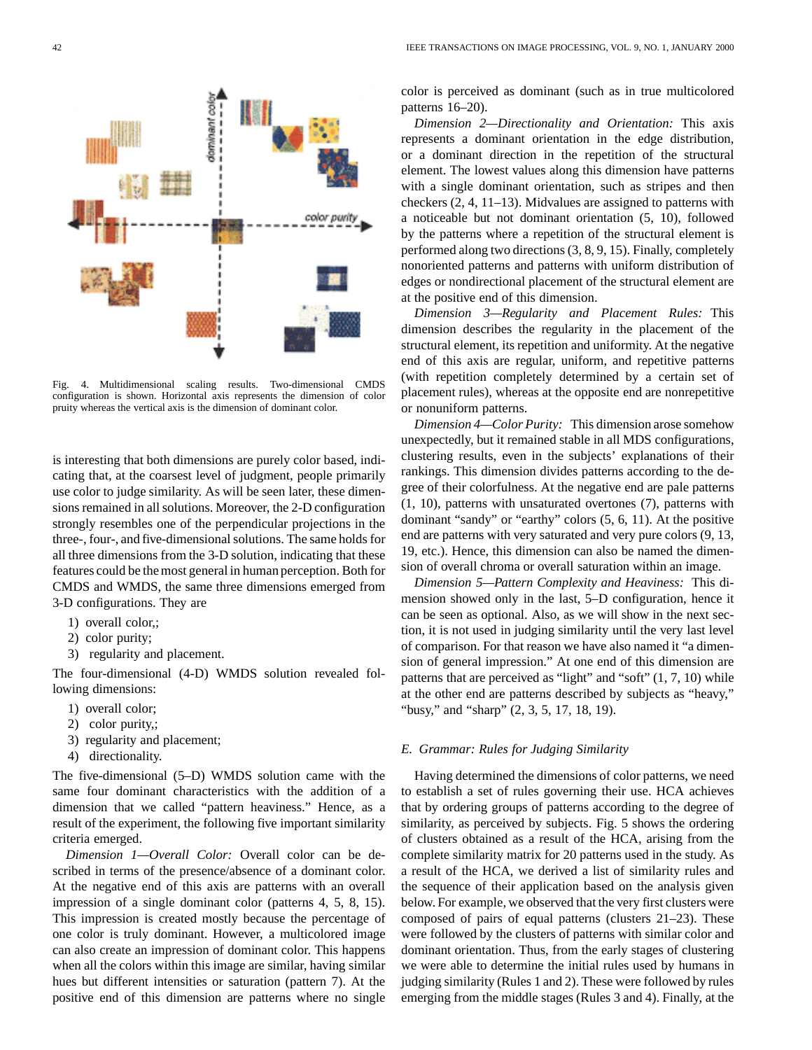Fig. 4. Multidimensional scaling results. Two-dimensional CMDS configuration is shown. Horizontal axis represents the dimension of color pruity whereas the vertical axis is the dimension of dominant color.

is interesting that both dimensions are purely color based, indicating that, at the coarsest level of judgment, people primarily use color to judge similarity. As will be seen later, these dimensions remained in all solutions. Moreover, the 2-D configuration strongly resembles one of the perpendicular projections in the three-, four-, and five-dimensional solutions. The same holds for all three dimensions from the 3-D solution, indicating that these features could be the most general in human perception. Both for CMDS and WMDS, the same three dimensions emerged from 3-D configurations. They are

1) overall color,;
2) color purity;
3) regularity and placement.

The four-dimensional (4-D) WMDS solution revealed following dimensions:

1) overall color;
2) color purity,;
3) regularity and placement;
4) directionality.

The five-dimensional (5–D) WMDS solution came with the same four dominant characteristics with the addition of a dimension that we called "pattern heaviness." Hence, as a result of the experiment, the following five important similarity criteria emerged.

*Dimension 1—Overall Color:* Overall color can be described in terms of the presence/absence of a dominant color. At the negative end of this axis are patterns with an overall impression of a single dominant color (patterns 4, 5, 8, 15). This impression is created mostly because the percentage of one color is truly dominant. However, a multicolored image can also create an impression of dominant color. This happens when all the colors within this image are similar, having similar hues but different intensities or saturation (pattern 7). At the positive end of this dimension are patterns where no single color is perceived as dominant (such as in true multicolored patterns 16–20).

*Dimension 2—Directionality and Orientation:* This axis represents a dominant orientation in the edge distribution, or a dominant direction in the repetition of the structural element. The lowest values along this dimension have patterns with a single dominant orientation, such as stripes and then checkers (2, 4, 11–13). Midvalues are assigned to patterns with a noticeable but not dominant orientation (5, 10), followed by the patterns where a repetition of the structural element is performed along two directions (3, 8, 9, 15). Finally, completely nonoriented patterns and patterns with uniform distribution of edges or nondirectional placement of the structural element are at the positive end of this dimension.

*Dimension 3—Regularity and Placement Rules:* This dimension describes the regularity in the placement of the structural element, its repetition and uniformity. At the negative end of this axis are regular, uniform, and repetitive patterns (with repetition completely determined by a certain set of placement rules), whereas at the opposite end are nonrepetitive or nonuniform patterns.

*Dimension 4—Color Purity:* This dimension arose somehow unexpectedly, but it remained stable in all MDS configurations, clustering results, even in the subjects' explanations of their rankings. This dimension divides patterns according to the degree of their colorfulness. At the negative end are pale patterns (1, 10), patterns with unsaturated overtones (7), patterns with dominant "sandy" or "earthy" colors (5, 6, 11). At the positive end are patterns with very saturated and very pure colors (9, 13, 19, etc.). Hence, this dimension can also be named the dimension of overall chroma or overall saturation within an image.

*Dimension 5—Pattern Complexity and Heaviness:* This dimension showed only in the last, 5–D configuration, hence it can be seen as optional. Also, as we will show in the next section, it is not used in judging similarity until the very last level of comparison. For that reason we have also named it "a dimension of general impression." At one end of this dimension are patterns that are perceived as "light" and "soft" (1, 7, 10) while at the other end are patterns described by subjects as "heavy," "busy," and "sharp" (2, 3, 5, 17, 18, 19).

### *E. Grammar: Rules for Judging Similarity*

Having determined the dimensions of color patterns, we need to establish a set of rules governing their use. HCA achieves that by ordering groups of patterns according to the degree of similarity, as perceived by subjects. Fig. 5 shows the ordering of clusters obtained as a result of the HCA, arising from the complete similarity matrix for 20 patterns used in the study. As a result of the HCA, we derived a list of similarity rules and the sequence of their application based on the analysis given below. For example, we observed that the very first clusters were composed of pairs of equal patterns (clusters 21–23). These were followed by the clusters of patterns with similar color and dominant orientation. Thus, from the early stages of clustering we were able to determine the initial rules used by humans in judging similarity (Rules 1 and 2). These were followed by rules emerging from the middle stages (Rules 3 and 4). Finally, at the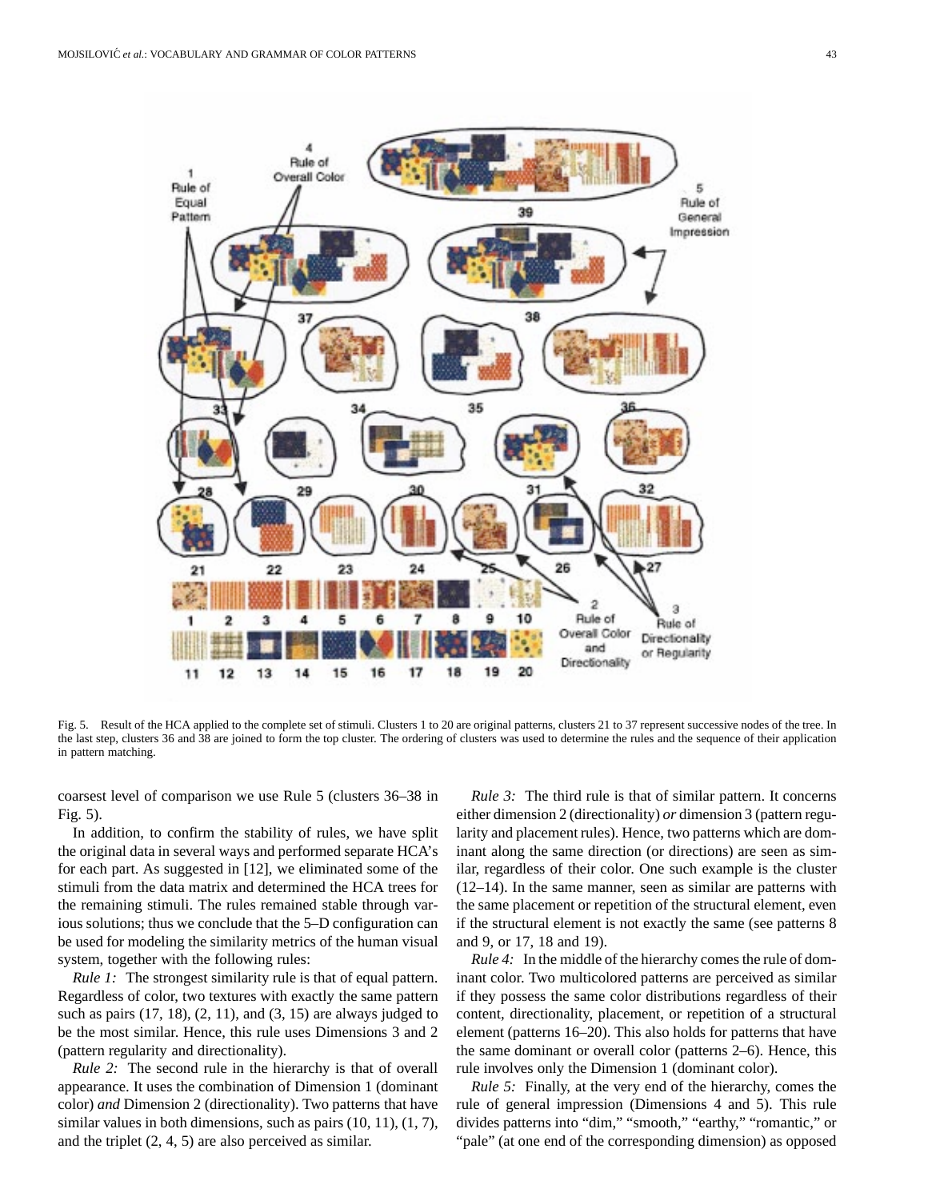Fig. 5. Result of the HCA applied to the complete set of stimuli. Clusters 1 to 20 are original patterns, clusters 21 to 37 represent successive nodes of the tree. In the last step, clusters 36 and 38 are joined to form the top cluster. The ordering of clusters was used to determine the rules and the sequence of their application in pattern matching.

coarsest level of comparison we use Rule 5 (clusters 36–38 in Fig. 5).

In addition, to confirm the stability of rules, we have split the original data in several ways and performed separate HCA's for each part. As suggested in [12], we eliminated some of the stimuli from the data matrix and determined the HCA trees for the remaining stimuli. The rules remained stable through various solutions; thus we conclude that the 5–D configuration can be used for modeling the similarity metrics of the human visual system, together with the following rules:

*Rule 1:* The strongest similarity rule is that of equal pattern. Regardless of color, two textures with exactly the same pattern such as pairs (17, 18), (2, 11), and (3, 15) are always judged to be the most similar. Hence, this rule uses Dimensions 3 and 2 (pattern regularity and directionality).

*Rule 2:* The second rule in the hierarchy is that of overall appearance. It uses the combination of Dimension 1 (dominant color) *and* Dimension 2 (directionality). Two patterns that have similar values in both dimensions, such as pairs (10, 11), (1, 7), and the triplet (2, 4, 5) are also perceived as similar.

*Rule 3:* The third rule is that of similar pattern. It concerns either dimension 2 (directionality) *or* dimension 3 (pattern regularity and placement rules). Hence, two patterns which are dominant along the same direction (or directions) are seen as similar, regardless of their color. One such example is the cluster (12–14). In the same manner, seen as similar are patterns with the same placement or repetition of the structural element, even if the structural element is not exactly the same (see patterns 8 and 9, or 17, 18 and 19).

*Rule 4:* In the middle of the hierarchy comes the rule of dominant color. Two multicolored patterns are perceived as similar if they possess the same color distributions regardless of their content, directionality, placement, or repetition of a structural element (patterns 16–20). This also holds for patterns that have the same dominant or overall color (patterns 2–6). Hence, this rule involves only the Dimension 1 (dominant color).

*Rule 5:* Finally, at the very end of the hierarchy, comes the rule of general impression (Dimensions 4 and 5). This rule divides patterns into "dim," "smooth," "earthy," "romantic," or "pale" (at one end of the corresponding dimension) as opposed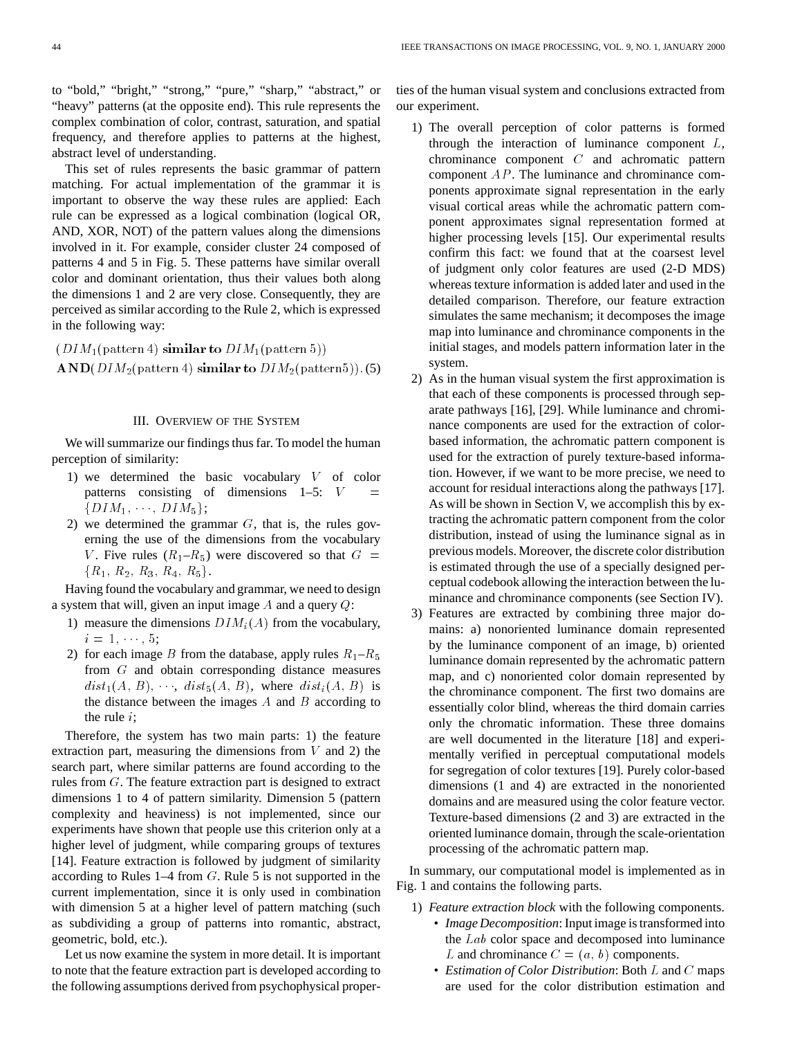to "bold," "bright," "strong," "pure," "sharp," "abstract," or "heavy" patterns (at the opposite end). This rule represents the complex combination of color, contrast, saturation, and spatial frequency, and therefore applies to patterns at the highest, abstract level of understanding.

This set of rules represents the basic grammar of pattern matching. For actual implementation of the grammar it is important to observe the way these rules are applied: Each rule can be expressed as a logical combination (logical OR, AND, XOR, NOT) of the pattern values along the dimensions involved in it. For example, consider cluster 24 composed of patterns 4 and 5 in Fig. 5. These patterns have similar overall color and dominant orientation, thus their values both along the dimensions 1 and 2 are very close. Consequently, they are perceived as similar according to the Rule 2, which is expressed in the following way:

$$(DIM_1(\text{pattern } 4) \ \textbf{similar to} \ DIM_1(\text{pattern } 5)) \\ \textbf{AND}(DIM_2(\text{pattern } 4) \ \textbf{similar to} \ DIM_2(\text{pattern} 5)). \quad (5)$$

## III. Overview of the System

We will summarize our findings thus far. To model the human perception of similarity:

1) we determined the basic vocabulary $V$ of color patterns consisting of dimensions 1–5: $V = \{DIM_1, \cdots, DIM_5\}$;
2) we determined the grammar $G$, that is, the rules governing the use of the dimensions from the vocabulary $V$. Five rules ($R_1$–$R_5$) were discovered so that $G = \{R_1, R_2, R_3, R_4, R_5\}$.

Having found the vocabulary and grammar, we need to design a system that will, given an input image $A$ and a query $Q$:

1) measure the dimensions $DIM_i(A)$ from the vocabulary, $i = 1, \cdots, 5$;
2) for each image $B$ from the database, apply rules $R_1$–$R_5$ from $G$ and obtain corresponding distance measures $dist_1(A, B), \cdots, dist_5(A, B)$, where $dist_i(A, B)$ is the distance between the images $A$ and $B$ according to the rule $i$;

Therefore, the system has two main parts: 1) the feature extraction part, measuring the dimensions from $V$ and 2) the search part, where similar patterns are found according to the rules from $G$. The feature extraction part is designed to extract dimensions 1 to 4 of pattern similarity. Dimension 5 (pattern complexity and heaviness) is not implemented, since our experiments have shown that people use this criterion only at a higher level of judgment, while comparing groups of textures [14]. Feature extraction is followed by judgment of similarity according to Rules 1–4 from $G$. Rule 5 is not supported in the current implementation, since it is only used in combination with dimension 5 at a higher level of pattern matching (such as subdividing a group of patterns into romantic, abstract, geometric, bold, etc.).

Let us now examine the system in more detail. It is important to note that the feature extraction part is developed according to the following assumptions derived from psychophysical properties of the human visual system and conclusions extracted from our experiment.

1) The overall perception of color patterns is formed through the interaction of luminance component $L$, chrominance component $C$ and achromatic pattern component $AP$. The luminance and chrominance components approximate signal representation in the early visual cortical areas while the achromatic pattern component approximates signal representation formed at higher processing levels [15]. Our experimental results confirm this fact: we found that at the coarsest level of judgment only color features are used (2-D MDS) whereas texture information is added later and used in the detailed comparison. Therefore, our feature extraction simulates the same mechanism; it decomposes the image map into luminance and chrominance components in the initial stages, and models pattern information later in the system.
2) As in the human visual system the first approximation is that each of these components is processed through separate pathways [16], [29]. While luminance and chrominance components are used for the extraction of color-based information, the achromatic pattern component is used for the extraction of purely texture-based information. However, if we want to be more precise, we need to account for residual interactions along the pathways [17]. As will be shown in Section V, we accomplish this by extracting the achromatic pattern component from the color distribution, instead of using the luminance signal as in previous models. Moreover, the discrete color distribution is estimated through the use of a specially designed perceptual codebook allowing the interaction between the luminance and chrominance components (see Section IV).
3) Features are extracted by combining three major domains: a) nonoriented luminance domain represented by the luminance component of an image, b) oriented luminance domain represented by the achromatic pattern map, and c) nonoriented color domain represented by the chrominance component. The first two domains are essentially color blind, whereas the third domain carries only the chromatic information. These three domains are well documented in the literature [18] and experimentally verified in perceptual computational models for segregation of color textures [19]. Purely color-based dimensions (1 and 4) are extracted in the nonoriented domains and are measured using the color feature vector. Texture-based dimensions (2 and 3) are extracted in the oriented luminance domain, through the scale-orientation processing of the achromatic pattern map.

In summary, our computational model is implemented as in Fig. 1 and contains the following parts.

1) *Feature extraction block* with the following components.
   - *Image Decomposition*: Input image is transformed into the $Lab$ color space and decomposed into luminance $L$ and chrominance $C = (a, b)$ components.
   - *Estimation of Color Distribution*: Both $L$ and $C$ maps are used for the color distribution estimation and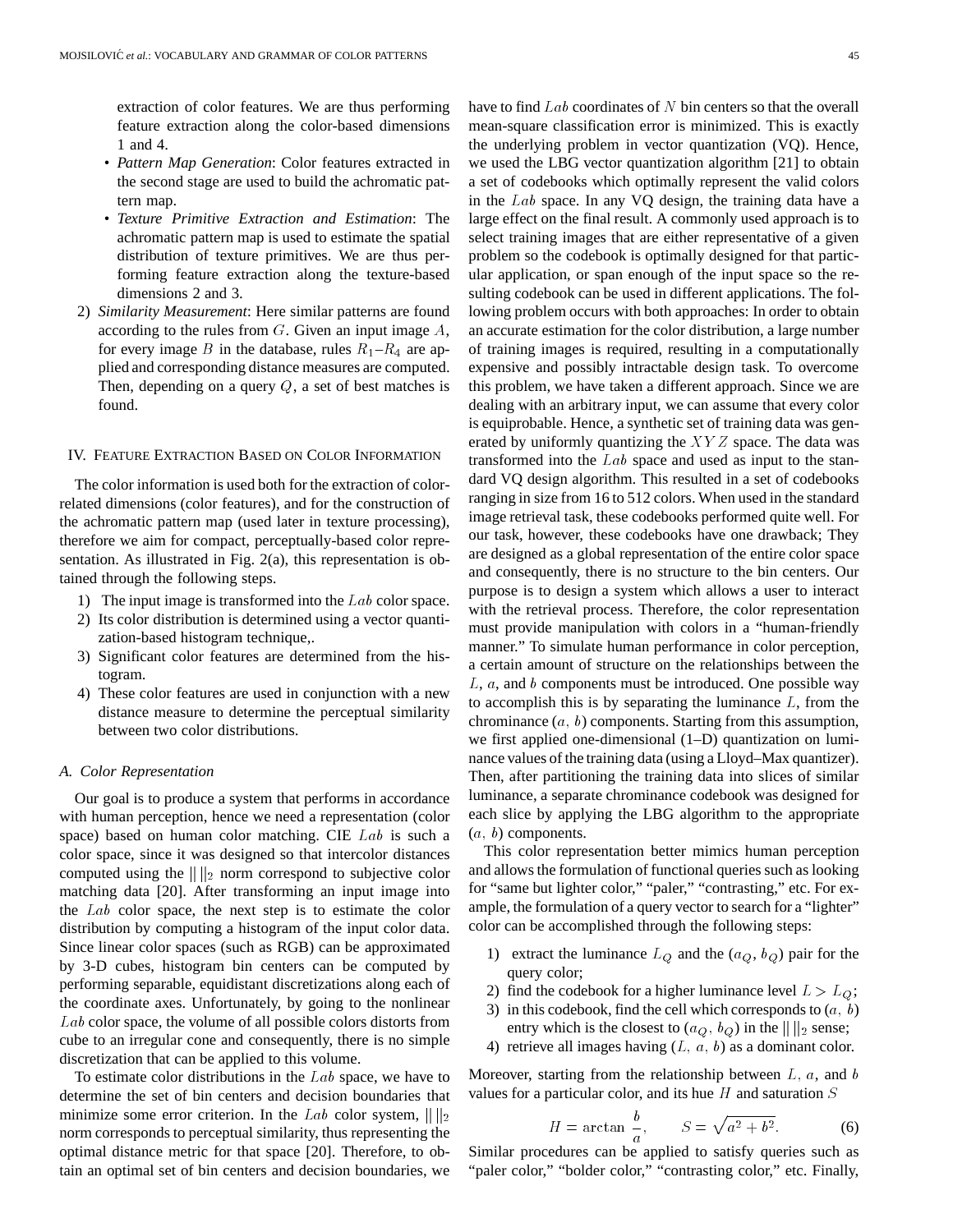extraction of color features. We are thus performing feature extraction along the color-based dimensions 1 and 4.

- *Pattern Map Generation*: Color features extracted in the second stage are used to build the achromatic pattern map.
- *Texture Primitive Extraction and Estimation*: The achromatic pattern map is used to estimate the spatial distribution of texture primitives. We are thus performing feature extraction along the texture-based dimensions 2 and 3.

2) *Similarity Measurement*: Here similar patterns are found according to the rules from $G$. Given an input image $A$, for every image $B$ in the database, rules $R_1$–$R_4$ are applied and corresponding distance measures are computed. Then, depending on a query $Q$, a set of best matches is found.

## IV. Feature Extraction Based on Color Information

The color information is used both for the extraction of color-related dimensions (color features), and for the construction of the achromatic pattern map (used later in texture processing), therefore we aim for compact, perceptually-based color representation. As illustrated in Fig. 2(a), this representation is obtained through the following steps.

1) The input image is transformed into the $Lab$ color space.
2) Its color distribution is determined using a vector quantization-based histogram technique,.
3) Significant color features are determined from the histogram.
4) These color features are used in conjunction with a new distance measure to determine the perceptual similarity between two color distributions.

### A. Color Representation

Our goal is to produce a system that performs in accordance with human perception, hence we need a representation (color space) based on human color matching. CIE $Lab$ is such a color space, since it was designed so that intercolor distances computed using the $\| \|_2$ norm correspond to subjective color matching data [20]. After transforming an input image into the $Lab$ color space, the next step is to estimate the color distribution by computing a histogram of the input color data. Since linear color spaces (such as RGB) can be approximated by 3-D cubes, histogram bin centers can be computed by performing separable, equidistant discretizations along each of the coordinate axes. Unfortunately, by going to the nonlinear $Lab$ color space, the volume of all possible colors distorts from cube to an irregular cone and consequently, there is no simple discretization that can be applied to this volume.

To estimate color distributions in the $Lab$ space, we have to determine the set of bin centers and decision boundaries that minimize some error criterion. In the $Lab$ color system, $\| \|_2$ norm corresponds to perceptual similarity, thus representing the optimal distance metric for that space [20]. Therefore, to obtain an optimal set of bin centers and decision boundaries, we have to find $Lab$ coordinates of $N$ bin centers so that the overall mean-square classification error is minimized. This is exactly the underlying problem in vector quantization (VQ). Hence, we used the LBG vector quantization algorithm [21] to obtain a set of codebooks which optimally represent the valid colors in the $Lab$ space. In any VQ design, the training data have a large effect on the final result. A commonly used approach is to select training images that are either representative of a given problem so the codebook is optimally designed for that particular application, or span enough of the input space so the resulting codebook can be used in different applications. The following problem occurs with both approaches: In order to obtain an accurate estimation for the color distribution, a large number of training images is required, resulting in a computationally expensive and possibly intractable design task. To overcome this problem, we have taken a different approach. Since we are dealing with an arbitrary input, we can assume that every color is equiprobable. Hence, a synthetic set of training data was generated by uniformly quantizing the $XYZ$ space. The data was transformed into the $Lab$ space and used as input to the standard VQ design algorithm. This resulted in a set of codebooks ranging in size from 16 to 512 colors. When used in the standard image retrieval task, these codebooks performed quite well. For our task, however, these codebooks have one drawback; They are designed as a global representation of the entire color space and consequently, there is no structure to the bin centers. Our purpose is to design a system which allows a user to interact with the retrieval process. Therefore, the color representation must provide manipulation with colors in a "human-friendly manner." To simulate human performance in color perception, a certain amount of structure on the relationships between the $L$, $a$, and $b$ components must be introduced. One possible way to accomplish this is by separating the luminance $L$, from the chrominance ($a$, $b$) components. Starting from this assumption, we first applied one-dimensional (1–D) quantization on luminance values of the training data (using a Lloyd–Max quantizer). Then, after partitioning the training data into slices of similar luminance, a separate chrominance codebook was designed for each slice by applying the LBG algorithm to the appropriate ($a$, $b$) components.

This color representation better mimics human perception and allows the formulation of functional queries such as looking for "same but lighter color," "paler," "contrasting," etc. For example, the formulation of a query vector to search for a "lighter" color can be accomplished through the following steps:

1) extract the luminance $L_Q$ and the ($a_Q$, $b_Q$) pair for the query color;
2) find the codebook for a higher luminance level $L > L_Q$;
3) in this codebook, find the cell which corresponds to ($a$, $b$) entry which is the closest to ($a_Q$, $b_Q$) in the $\| \|_2$ sense;
4) retrieve all images having ($L$, $a$, $b$) as a dominant color.

Moreover, starting from the relationship between $L$, $a$, and $b$ values for a particular color, and its hue $H$ and saturation $S$

$$H = \arctan \frac{b}{a}, \qquad S = \sqrt{a^2 + b^2}. \tag{6}$$

Similar procedures can be applied to satisfy queries such as "paler color," "bolder color," "contrasting color," etc. Finally,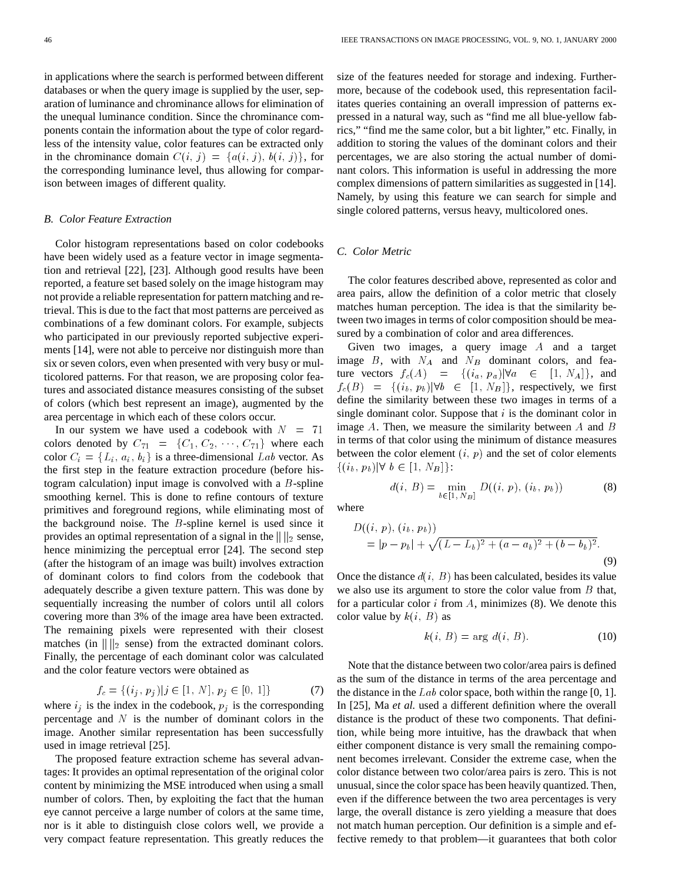in applications where the search is performed between different databases or when the query image is supplied by the user, separation of luminance and chrominance allows for elimination of the unequal luminance condition. Since the chrominance components contain the information about the type of color regardless of the intensity value, color features can be extracted only in the chrominance domain $C(i, j) = \{a(i, j), b(i, j)\}$, for the corresponding luminance level, thus allowing for comparison between images of different quality.

### B. Color Feature Extraction

Color histogram representations based on color codebooks have been widely used as a feature vector in image segmentation and retrieval [22], [23]. Although good results have been reported, a feature set based solely on the image histogram may not provide a reliable representation for pattern matching and retrieval. This is due to the fact that most patterns are perceived as combinations of a few dominant colors. For example, subjects who participated in our previously reported subjective experiments [14], were not able to perceive nor distinguish more than six or seven colors, even when presented with very busy or multicolored patterns. For that reason, we are proposing color features and associated distance measures consisting of the subset of colors (which best represent an image), augmented by the area percentage in which each of these colors occur.

In our system we have used a codebook with $N = 71$ colors denoted by $C_{71} = \{C_1, C_2, \cdots, C_{71}\}$ where each color $C_i = \{L_i, a_i, b_i\}$ is a three-dimensional $Lab$ vector. As the first step in the feature extraction procedure (before histogram calculation) input image is convolved with a $B$-spline smoothing kernel. This is done to refine contours of texture primitives and foreground regions, while eliminating most of the background noise. The $B$-spline kernel is used since it provides an optimal representation of a signal in the $\| \|_2$ sense, hence minimizing the perceptual error [24]. The second step (after the histogram of an image was built) involves extraction of dominant colors to find colors from the codebook that adequately describe a given texture pattern. This was done by sequentially increasing the number of colors until all colors covering more than 3% of the image area have been extracted. The remaining pixels were represented with their closest matches (in $\| \|_2$ sense) from the extracted dominant colors. Finally, the percentage of each dominant color was calculated and the color feature vectors were obtained as

$$f_c = \{(i_j, p_j) | j \in [1, N], p_j \in [0, 1]\} \tag{7}$$

where $i_j$ is the index in the codebook, $p_j$ is the corresponding percentage and $N$ is the number of dominant colors in the image. Another similar representation has been successfully used in image retrieval [25].

The proposed feature extraction scheme has several advantages: It provides an optimal representation of the original color content by minimizing the MSE introduced when using a small number of colors. Then, by exploiting the fact that the human eye cannot perceive a large number of colors at the same time, nor is it able to distinguish close colors well, we provide a very compact feature representation. This greatly reduces the size of the features needed for storage and indexing. Furthermore, because of the codebook used, this representation facilitates queries containing an overall impression of patterns expressed in a natural way, such as "find me all blue-yellow fabrics," "find me the same color, but a bit lighter," etc. Finally, in addition to storing the values of the dominant colors and their percentages, we are also storing the actual number of dominant colors. This information is useful in addressing the more complex dimensions of pattern similarities as suggested in [14]. Namely, by using this feature we can search for simple and single colored patterns, versus heavy, multicolored ones.

### C. Color Metric

The color features described above, represented as color and area pairs, allow the definition of a color metric that closely matches human perception. The idea is that the similarity between two images in terms of color composition should be measured by a combination of color and area differences.

Given two images, a query image $A$ and a target image $B$, with $N_A$ and $N_B$ dominant colors, and feature vectors $f_c(A) = \{(i_a, p_a) | \forall a \in [1, N_A]\}$, and $f_c(B) = \{(i_b, p_b) | \forall b \in [1, N_B]\}$, respectively, we first define the similarity between these two images in terms of a single dominant color. Suppose that $i$ is the dominant color in image $A$. Then, we measure the similarity between $A$ and $B$ in terms of that color using the minimum of distance measures between the color element $(i, p)$ and the set of color elements $\{(i_b, p_b) | \forall\, b \in [1, N_B]\}$:

$$d(i, B) = \min_{b \in [1, N_B]} D((i, p), (i_b, p_b)) \tag{8}$$

where

$$D((i, p), (i_b, p_b)) = |p - p_b| + \sqrt{(L - L_b)^2 + (a - a_b)^2 + (b - b_b)^2}. \tag{9}$$

Once the distance $d(i, B)$ has been calculated, besides its value we also use its argument to store the color value from $B$ that, for a particular color $i$ from $A$, minimizes (8). We denote this color value by $k(i, B)$ as

$$k(i, B) = \arg\, d(i, B). \tag{10}$$

Note that the distance between two color/area pairs is defined as the sum of the distance in terms of the area percentage and the distance in the $Lab$ color space, both within the range [0, 1]. In [25], Ma *et al.* used a different definition where the overall distance is the product of these two components. That definition, while being more intuitive, has the drawback that when either component distance is very small the remaining component becomes irrelevant. Consider the extreme case, when the color distance between two color/area pairs is zero. This is not unusual, since the color space has been heavily quantized. Then, even if the difference between the two area percentages is very large, the overall distance is zero yielding a measure that does not match human perception. Our definition is a simple and effective remedy to that problem—it guarantees that both color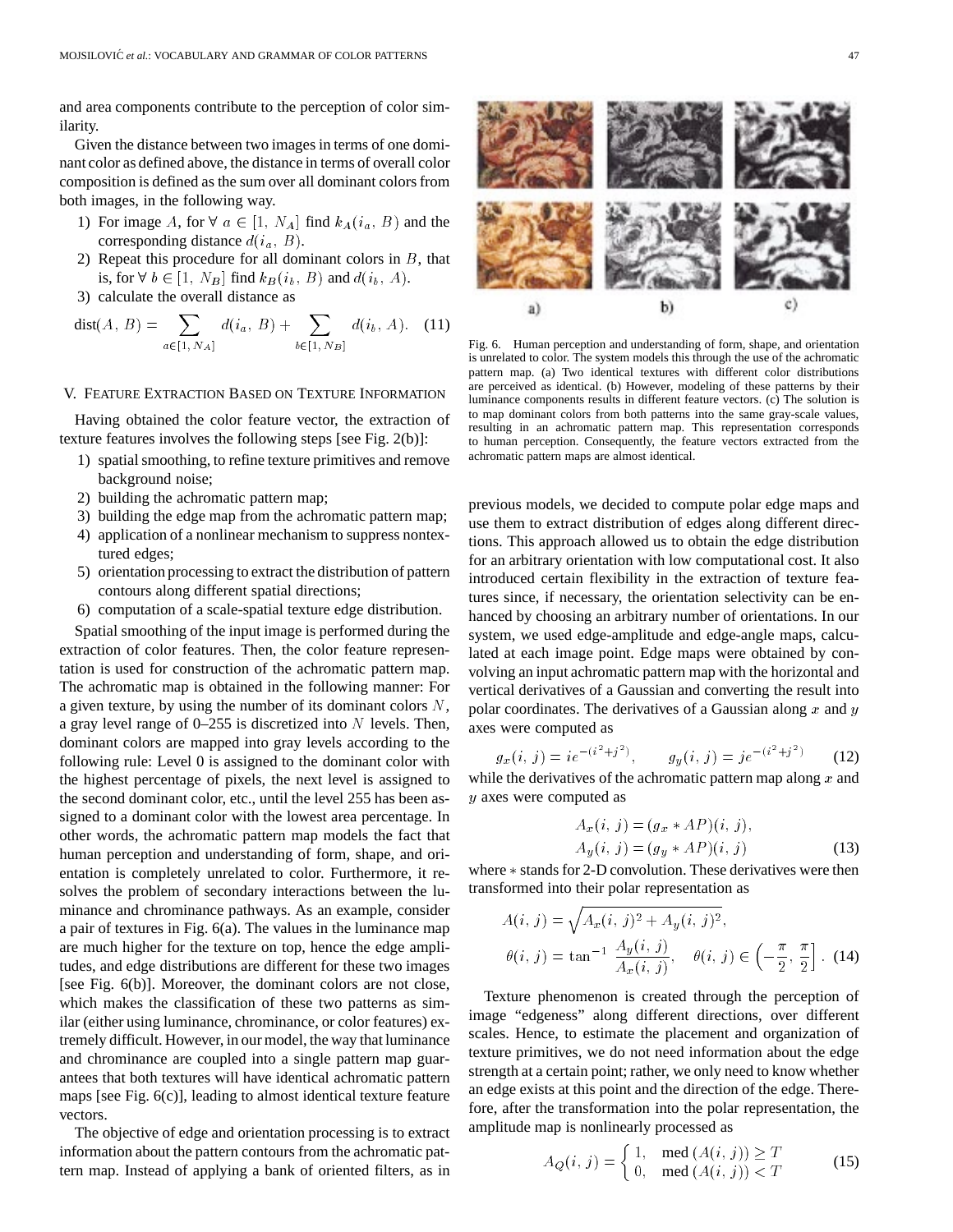and area components contribute to the perception of color similarity.

Given the distance between two images in terms of one dominant color as defined above, the distance in terms of overall color composition is defined as the sum over all dominant colors from both images, in the following way.

1) For image $A$, for $\forall\, a \in [1,\, N_A]$ find $k_A(i_a,\, B)$ and the corresponding distance $d(i_a,\, B)$.
2) Repeat this procedure for all dominant colors in $B$, that is, for $\forall\, b \in [1,\, N_B]$ find $k_B(i_b,\, B)$ and $d(i_b,\, A)$.
3) calculate the overall distance as

$$\text{dist}(A,\, B) = \sum_{a \in [1,\, N_A]} d(i_a,\, B) + \sum_{b \in [1,\, N_B]} d(i_b,\, A). \quad (11)$$

## V. Feature Extraction Based on Texture Information

Having obtained the color feature vector, the extraction of texture features involves the following steps [see Fig. 2(b)]:

1) spatial smoothing, to refine texture primitives and remove background noise;
2) building the achromatic pattern map;
3) building the edge map from the achromatic pattern map;
4) application of a nonlinear mechanism to suppress nontextured edges;
5) orientation processing to extract the distribution of pattern contours along different spatial directions;
6) computation of a scale-spatial texture edge distribution.

Spatial smoothing of the input image is performed during the extraction of color features. Then, the color feature representation is used for construction of the achromatic pattern map. The achromatic map is obtained in the following manner: For a given texture, by using the number of its dominant colors $N$, a gray level range of 0–255 is discretized into $N$ levels. Then, dominant colors are mapped into gray levels according to the following rule: Level 0 is assigned to the dominant color with the highest percentage of pixels, the next level is assigned to the second dominant color, etc., until the level 255 has been assigned to a dominant color with the lowest area percentage. In other words, the achromatic pattern map models the fact that human perception and understanding of form, shape, and orientation is completely unrelated to color. Furthermore, it resolves the problem of secondary interactions between the luminance and chrominance pathways. As an example, consider a pair of textures in Fig. 6(a). The values in the luminance map are much higher for the texture on top, hence the edge amplitudes, and edge distributions are different for these two images [see Fig. 6(b)]. Moreover, the dominant colors are not close, which makes the classification of these two patterns as similar (either using luminance, chrominance, or color features) extremely difficult. However, in our model, the way that luminance and chrominance are coupled into a single pattern map guarantees that both textures will have identical achromatic pattern maps [see Fig. 6(c)], leading to almost identical texture feature vectors.

The objective of edge and orientation processing is to extract information about the pattern contours from the achromatic pattern map. Instead of applying a bank of oriented filters, as in previous models, we decided to compute polar edge maps and use them to extract distribution of edges along different directions. This approach allowed us to obtain the edge distribution for an arbitrary orientation with low computational cost. It also introduced certain flexibility in the extraction of texture features since, if necessary, the orientation selectivity can be enhanced by choosing an arbitrary number of orientations. In our system, we used edge-amplitude and edge-angle maps, calculated at each image point. Edge maps were obtained by convolving an input achromatic pattern map with the horizontal and vertical derivatives of a Gaussian and converting the result into polar coordinates. The derivatives of a Gaussian along $x$ and $y$ axes were computed as

Fig. 6. Human perception and understanding of form, shape, and orientation is unrelated to color. The system models this through the use of the achromatic pattern map. (a) Two identical textures with different color distributions are perceived as identical. (b) However, modeling of these patterns by their luminance components results in different feature vectors. (c) The solution is to map dominant colors from both patterns into the same gray-scale values, resulting in an achromatic pattern map. This representation corresponds to human perception. Consequently, the feature vectors extracted from the achromatic pattern maps are almost identical.

$$g_x(i,\, j) = ie^{-(i^2+j^2)}, \qquad g_y(i,\, j) = je^{-(i^2+j^2)} \quad (12)$$

while the derivatives of the achromatic pattern map along $x$ and $y$ axes were computed as

$$\begin{aligned} A_x(i,\, j) &= (g_x * AP)(i,\, j), \\ A_y(i,\, j) &= (g_y * AP)(i,\, j) \end{aligned} \quad (13)$$

where $*$ stands for 2-D convolution. These derivatives were then transformed into their polar representation as

$$\begin{aligned} A(i,\, j) &= \sqrt{A_x(i,\, j)^2 + A_y(i,\, j)^2}, \\ \theta(i,\, j) &= \tan^{-1} \frac{A_y(i,\, j)}{A_x(i,\, j)}, \quad \theta(i,\, j) \in \left(-\frac{\pi}{2},\, \frac{\pi}{2}\right]. \end{aligned} \quad (14)$$

Texture phenomenon is created through the perception of image "edgeness" along different directions, over different scales. Hence, to estimate the placement and organization of texture primitives, we do not need information about the edge strength at a certain point; rather, we only need to know whether an edge exists at this point and the direction of the edge. Therefore, after the transformation into the polar representation, the amplitude map is nonlinearly processed as

$$A_Q(i,\, j) = \begin{cases} 1, & \text{med}\,(A(i,\, j)) \geq T \\ 0, & \text{med}\,(A(i,\, j)) < T \end{cases} \quad (15)$$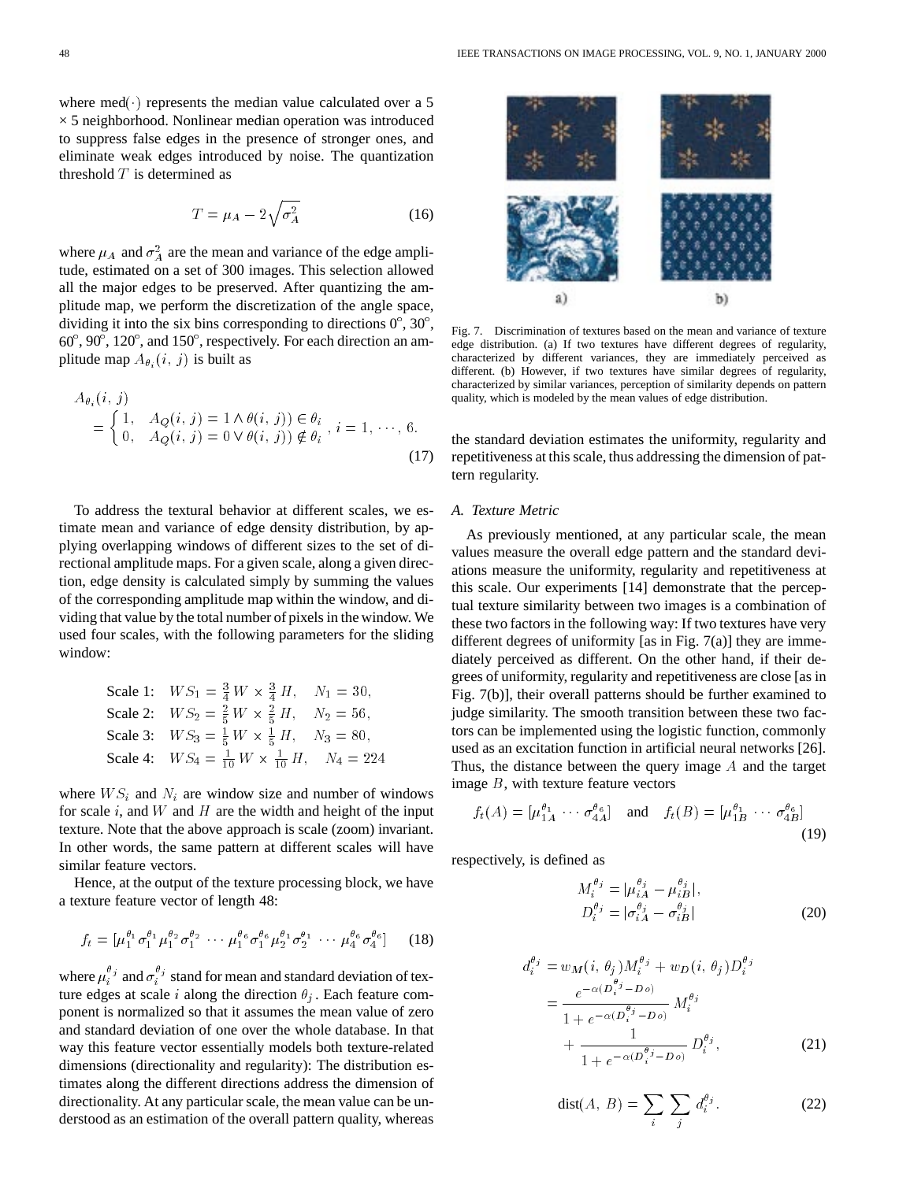where med(·) represents the median value calculated over a 5 × 5 neighborhood. Nonlinear median operation was introduced to suppress false edges in the presence of stronger ones, and eliminate weak edges introduced by noise. The quantization threshold $T$ is determined as

$$T = \mu_A - 2\sqrt{\sigma_A^2} \tag{16}$$

where $\mu_A$ and $\sigma_A^2$ are the mean and variance of the edge amplitude, estimated on a set of 300 images. This selection allowed all the major edges to be preserved. After quantizing the amplitude map, we perform the discretization of the angle space, dividing it into the six bins corresponding to directions 0°, 30°, 60°, 90°, 120°, and 150°, respectively. For each direction an amplitude map $A_{\theta_i}(i, j)$ is built as

$$A_{\theta_i}(i, j) = \begin{cases} 1, & A_Q(i, j) = 1 \wedge \theta(i, j)) \in \theta_i \\ 0, & A_Q(i, j) = 0 \vee \theta(i, j)) \notin \theta_i \end{cases}, \; i = 1, \cdots, 6. \tag{17}$$

To address the textural behavior at different scales, we estimate mean and variance of edge density distribution, by applying overlapping windows of different sizes to the set of directional amplitude maps. For a given scale, along a given direction, edge density is calculated simply by summing the values of the corresponding amplitude map within the window, and dividing that value by the total number of pixels in the window. We used four scales, with the following parameters for the sliding window:

$$\begin{aligned} &\text{Scale 1:} \quad WS_1 = \tfrac{3}{4} W \times \tfrac{3}{4} H, \quad N_1 = 30, \\ &\text{Scale 2:} \quad WS_2 = \tfrac{2}{5} W \times \tfrac{2}{5} H, \quad N_2 = 56, \\ &\text{Scale 3:} \quad WS_3 = \tfrac{1}{5} W \times \tfrac{1}{5} H, \quad N_3 = 80, \\ &\text{Scale 4:} \quad WS_4 = \tfrac{1}{10} W \times \tfrac{1}{10} H, \quad N_4 = 224 \end{aligned}$$

where $WS_i$ and $N_i$ are window size and number of windows for scale $i$, and $W$ and $H$ are the width and height of the input texture. Note that the above approach is scale (zoom) invariant. In other words, the same pattern at different scales will have similar feature vectors.

Hence, at the output of the texture processing block, we have a texture feature vector of length 48:

$$f_t = [\mu_1^{\theta_1} \sigma_1^{\theta_1} \mu_1^{\theta_2} \sigma_1^{\theta_2} \cdots \mu_1^{\theta_6} \sigma_1^{\theta_6} \mu_2^{\theta_1} \sigma_2^{\theta_1} \cdots \mu_4^{\theta_6} \sigma_4^{\theta_6}] \tag{18}$$

where $\mu_i^{\theta_j}$ and $\sigma_i^{\theta_j}$ stand for mean and standard deviation of texture edges at scale $i$ along the direction $\theta_j$. Each feature component is normalized so that it assumes the mean value of zero and standard deviation of one over the whole database. In that way this feature vector essentially models both texture-related dimensions (directionality and regularity): The distribution estimates along the different directions address the dimension of directionality. At any particular scale, the mean value can be understood as an estimation of the overall pattern quality, whereas the standard deviation estimates the uniformity, regularity and repetitiveness at this scale, thus addressing the dimension of pattern regularity.

Fig. 7. Discrimination of textures based on the mean and variance of texture edge distribution. (a) If two textures have different degrees of regularity, characterized by different variances, they are immediately perceived as different. (b) However, if two textures have similar degrees of regularity, characterized by similar variances, perception of similarity depends on pattern quality, which is modeled by the mean values of edge distribution.

### A. Texture Metric

As previously mentioned, at any particular scale, the mean values measure the overall edge pattern and the standard deviations measure the uniformity, regularity and repetitiveness at this scale. Our experiments [14] demonstrate that the perceptual texture similarity between two images is a combination of these two factors in the following way: If two textures have very different degrees of uniformity [as in Fig. 7(a)] they are immediately perceived as different. On the other hand, if their degrees of uniformity, regularity and repetitiveness are close [as in Fig. 7(b)], their overall patterns should be further examined to judge similarity. The smooth transition between these two factors can be implemented using the logistic function, commonly used as an excitation function in artificial neural networks [26]. Thus, the distance between the query image $A$ and the target image $B$, with texture feature vectors

$$f_t(A) = [\mu_{1A}^{\theta_1} \cdots \sigma_{4A}^{\theta_6}] \quad \text{and} \quad f_t(B) = [\mu_{1B}^{\theta_1} \cdots \sigma_{4B}^{\theta_6}] \tag{19}$$

respectively, is defined as

$$\begin{aligned} M_i^{\theta_j} &= |\mu_{iA}^{\theta_j} - \mu_{iB}^{\theta_j}|, \\ D_i^{\theta_j} &= |\sigma_{iA}^{\theta_j} - \sigma_{iB}^{\theta_j}| \end{aligned} \tag{20}$$

$$\begin{aligned} d_i^{\theta_j} &= w_M(i, \theta_j) M_i^{\theta_j} + w_D(i, \theta_j) D_i^{\theta_j} \\ &= \frac{e^{-\alpha(D_i^{\theta_j} - Do)}}{1 + e^{-\alpha(D_i^{\theta_j} - Do)}} M_i^{\theta_j} \\ &\quad + \frac{1}{1 + e^{-\alpha(D_i^{\theta_j} - Do)}} D_i^{\theta_j}, \end{aligned} \tag{21}$$

$$\text{dist}(A, B) = \sum_i \sum_j d_i^{\theta_j}. \tag{22}$$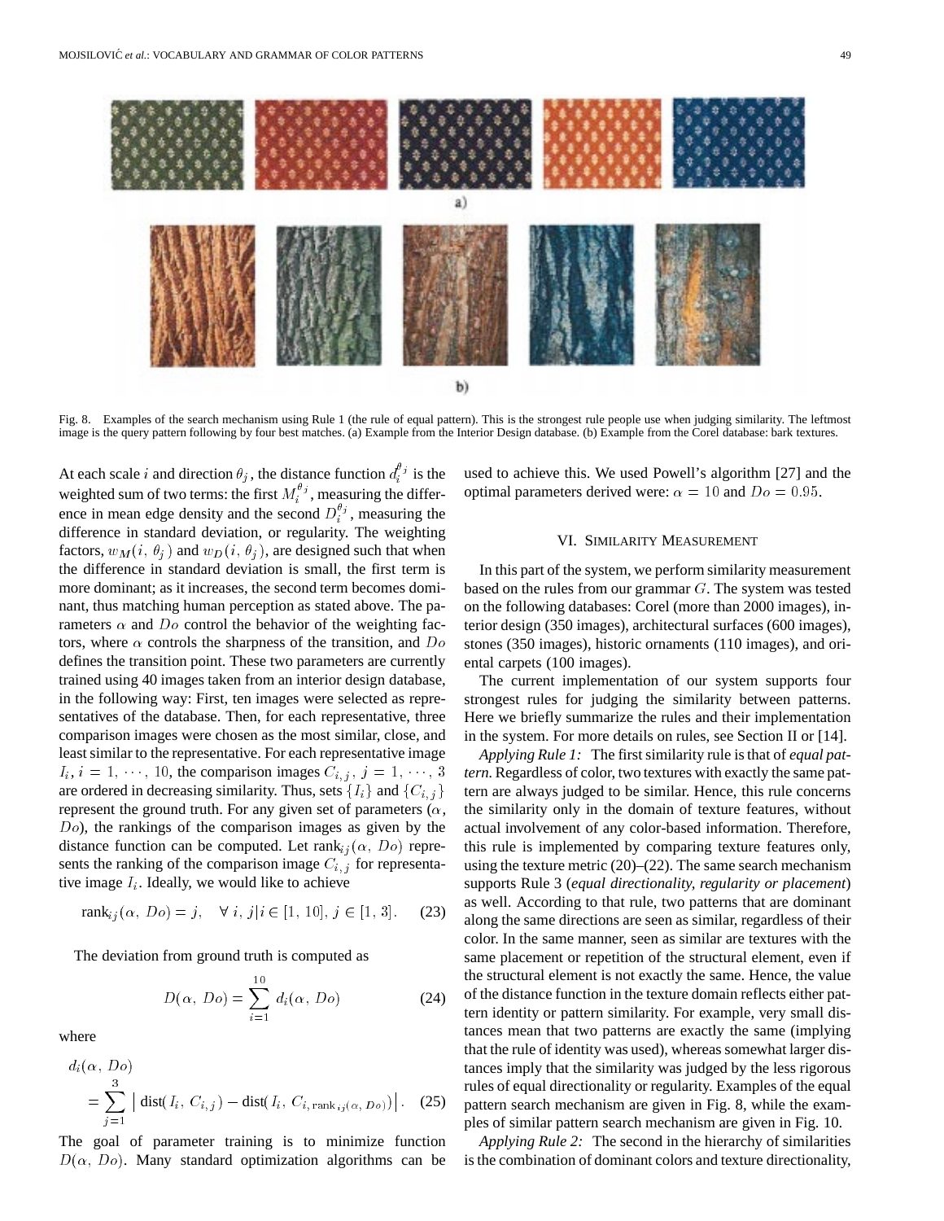Fig. 8. Examples of the search mechanism using Rule 1 (the rule of equal pattern). This is the strongest rule people use when judging similarity. The leftmost image is the query pattern following by four best matches. (a) Example from the Interior Design database. (b) Example from the Corel database: bark textures.

At each scale $i$ and direction $\theta_j$, the distance function $d_i^{\theta_j}$ is the weighted sum of two terms: the first $M_i^{\theta_j}$, measuring the difference in mean edge density and the second $D_i^{\theta_j}$, measuring the difference in standard deviation, or regularity. The weighting factors, $w_M(i, \theta_j)$ and $w_D(i, \theta_j)$, are designed such that when the difference in standard deviation is small, the first term is more dominant; as it increases, the second term becomes dominant, thus matching human perception as stated above. The parameters $\alpha$ and $Do$ control the behavior of the weighting factors, where $\alpha$ controls the sharpness of the transition, and $Do$ defines the transition point. These two parameters are currently trained using 40 images taken from an interior design database, in the following way: First, ten images were selected as representatives of the database. Then, for each representative, three comparison images were chosen as the most similar, close, and least similar to the representative. For each representative image $I_i$, $i = 1, \cdots, 10$, the comparison images $C_{i,j}$, $j = 1, \cdots, 3$ are ordered in decreasing similarity. Thus, sets $\{I_i\}$ and $\{C_{i,j}\}$ represent the ground truth. For any given set of parameters ($\alpha$, $Do$), the rankings of the comparison images as given by the distance function can be computed. Let $\text{rank}_{ij}(\alpha, Do)$ represents the ranking of the comparison image $C_{i,j}$ for representative image $I_i$. Ideally, we would like to achieve

$$\text{rank}_{ij}(\alpha, Do) = j, \quad \forall\, i, j | i \in [1, 10], j \in [1, 3]. \tag{23}$$

The deviation from ground truth is computed as

$$D(\alpha, Do) = \sum_{i=1}^{10} d_i(\alpha, Do) \tag{24}$$

where

$$d_i(\alpha, Do) = \sum_{j=1}^{3} \left| \text{dist}(I_i, C_{i,j}) - \text{dist}(I_i, C_{i,\text{rank}_{ij}(\alpha, Do)}) \right|. \tag{25}$$

The goal of parameter training is to minimize function $D(\alpha, Do)$. Many standard optimization algorithms can be used to achieve this. We used Powell's algorithm [27] and the optimal parameters derived were: $\alpha = 10$ and $Do = 0.95$.

## VI. Similarity Measurement

In this part of the system, we perform similarity measurement based on the rules from our grammar $G$. The system was tested on the following databases: Corel (more than 2000 images), interior design (350 images), architectural surfaces (600 images), stones (350 images), historic ornaments (110 images), and oriental carpets (100 images).

The current implementation of our system supports four strongest rules for judging the similarity between patterns. Here we briefly summarize the rules and their implementation in the system. For more details on rules, see Section II or [14].

*Applying Rule 1:* The first similarity rule is that of *equal pattern*. Regardless of color, two textures with exactly the same pattern are always judged to be similar. Hence, this rule concerns the similarity only in the domain of texture features, without actual involvement of any color-based information. Therefore, this rule is implemented by comparing texture features only, using the texture metric (20)–(22). The same search mechanism supports Rule 3 (*equal directionality, regularity or placement*) as well. According to that rule, two patterns that are dominant along the same directions are seen as similar, regardless of their color. In the same manner, seen as similar are textures with the same placement or repetition of the structural element, even if the structural element is not exactly the same. Hence, the value of the distance function in the texture domain reflects either pattern identity or pattern similarity. For example, very small distances mean that two patterns are exactly the same (implying that the rule of identity was used), whereas somewhat larger distances imply that the similarity was judged by the less rigorous rules of equal directionality or regularity. Examples of the equal pattern search mechanism are given in Fig. 8, while the examples of similar pattern search mechanism are given in Fig. 10.

*Applying Rule 2:* The second in the hierarchy of similarities is the combination of dominant colors and texture directionality,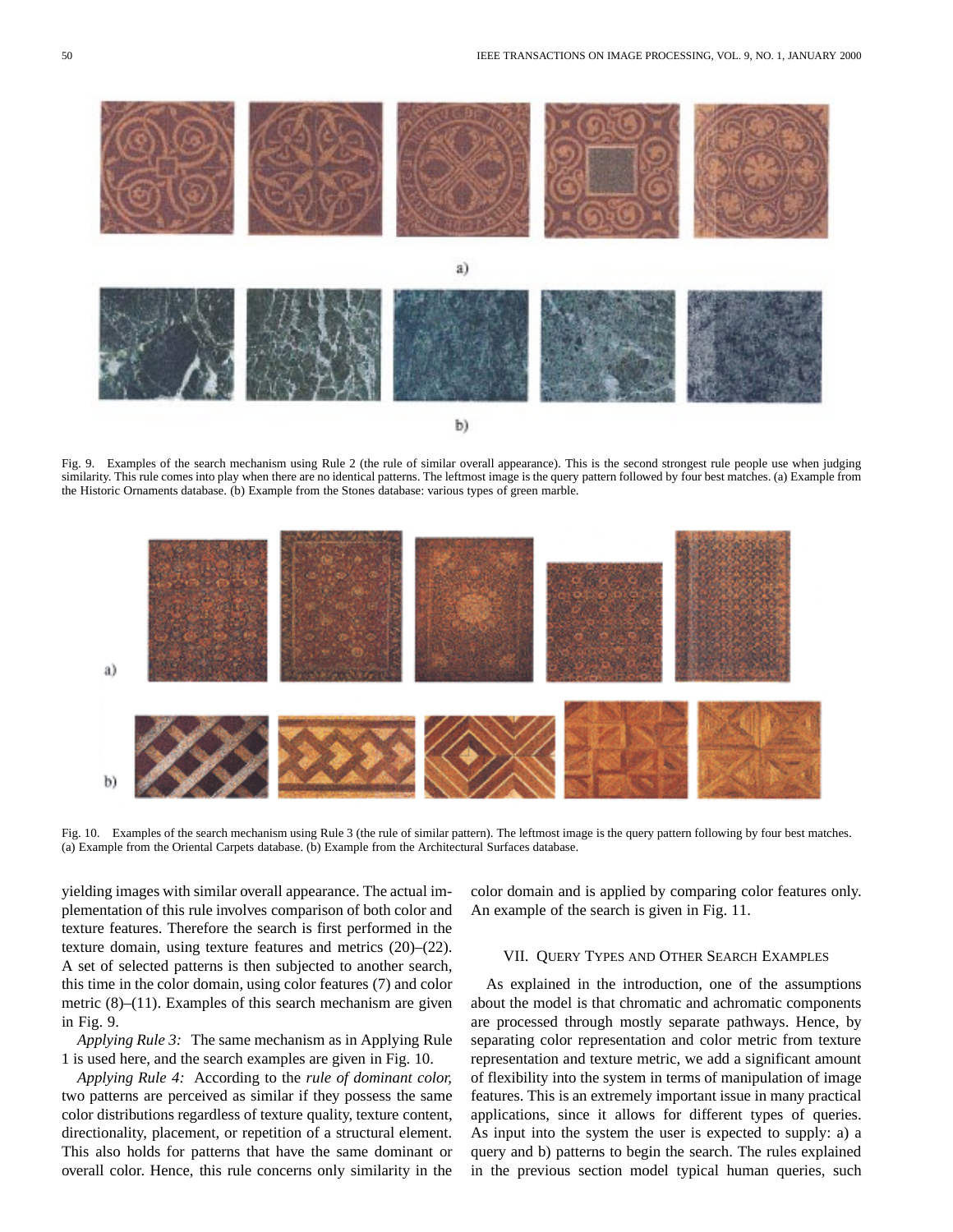Fig. 9. Examples of the search mechanism using Rule 2 (the rule of similar overall appearance). This is the second strongest rule people use when judging similarity. This rule comes into play when there are no identical patterns. The leftmost image is the query pattern followed by four best matches. (a) Example from the Historic Ornaments database. (b) Example from the Stones database: various types of green marble.

Fig. 10. Examples of the search mechanism using Rule 3 (the rule of similar pattern). The leftmost image is the query pattern following by four best matches. (a) Example from the Oriental Carpets database. (b) Example from the Architectural Surfaces database.

yielding images with similar overall appearance. The actual implementation of this rule involves comparison of both color and texture features. Therefore the search is first performed in the texture domain, using texture features and metrics (20)–(22). A set of selected patterns is then subjected to another search, this time in the color domain, using color features (7) and color metric (8)–(11). Examples of this search mechanism are given in Fig. 9.

*Applying Rule 3:* The same mechanism as in Applying Rule 1 is used here, and the search examples are given in Fig. 10.

*Applying Rule 4:* According to the *rule of dominant color,* two patterns are perceived as similar if they possess the same color distributions regardless of texture quality, texture content, directionality, placement, or repetition of a structural element. This also holds for patterns that have the same dominant or overall color. Hence, this rule concerns only similarity in the color domain and is applied by comparing color features only. An example of the search is given in Fig. 11.

## VII. Query Types and Other Search Examples

As explained in the introduction, one of the assumptions about the model is that chromatic and achromatic components are processed through mostly separate pathways. Hence, by separating color representation and color metric from texture representation and texture metric, we add a significant amount of flexibility into the system in terms of manipulation of image features. This is an extremely important issue in many practical applications, since it allows for different types of queries. As input into the system the user is expected to supply: a) a query and b) patterns to begin the search. The rules explained in the previous section model typical human queries, such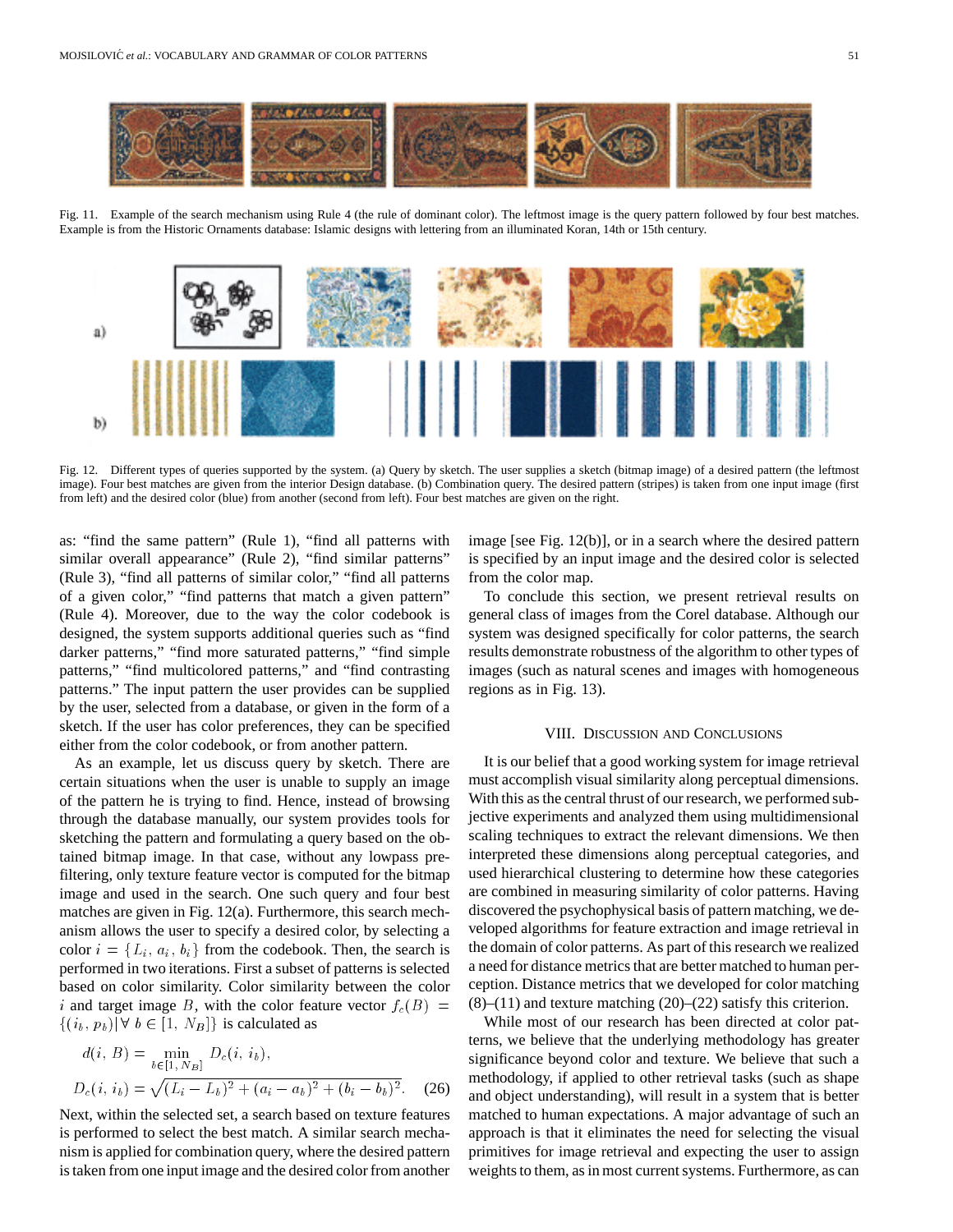Fig. 11. Example of the search mechanism using Rule 4 (the rule of dominant color). The leftmost image is the query pattern followed by four best matches. Example is from the Historic Ornaments database: Islamic designs with lettering from an illuminated Koran, 14th or 15th century.

Fig. 12. Different types of queries supported by the system. (a) Query by sketch. The user supplies a sketch (bitmap image) of a desired pattern (the leftmost image). Four best matches are given from the interior Design database. (b) Combination query. The desired pattern (stripes) is taken from one input image (first from left) and the desired color (blue) from another (second from left). Four best matches are given on the right.

as: "find the same pattern" (Rule 1), "find all patterns with similar overall appearance" (Rule 2), "find similar patterns" (Rule 3), "find all patterns of similar color," "find all patterns of a given color," "find patterns that match a given pattern" (Rule 4). Moreover, due to the way the color codebook is designed, the system supports additional queries such as "find darker patterns," "find more saturated patterns," "find simple patterns," "find multicolored patterns," and "find contrasting patterns." The input pattern the user provides can be supplied by the user, selected from a database, or given in the form of a sketch. If the user has color preferences, they can be specified either from the color codebook, or from another pattern.

As an example, let us discuss query by sketch. There are certain situations when the user is unable to supply an image of the pattern he is trying to find. Hence, instead of browsing through the database manually, our system provides tools for sketching the pattern and formulating a query based on the obtained bitmap image. In that case, without any lowpass prefiltering, only texture feature vector is computed for the bitmap image and used in the search. One such query and four best matches are given in Fig. 12(a). Furthermore, this search mechanism allows the user to specify a desired color, by selecting a color $i = \{L_i, a_i, b_i\}$ from the codebook. Then, the search is performed in two iterations. First a subset of patterns is selected based on color similarity. Color similarity between the color $i$ and target image $B$, with the color feature vector $f_c(B) = \{(i_b, p_b) | \forall\, b \in [1, N_B]\}$ is calculated as

$$d(i, B) = \min_{b \in [1, N_B]} D_c(i, i_b),$$
$$D_c(i, i_b) = \sqrt{(L_i - L_b)^2 + (a_i - a_b)^2 + (b_i - b_b)^2}. \quad (26)$$

Next, within the selected set, a search based on texture features is performed to select the best match. A similar search mechanism is applied for combination query, where the desired pattern is taken from one input image and the desired color from another image [see Fig. 12(b)], or in a search where the desired pattern is specified by an input image and the desired color is selected from the color map.

To conclude this section, we present retrieval results on general class of images from the Corel database. Although our system was designed specifically for color patterns, the search results demonstrate robustness of the algorithm to other types of images (such as natural scenes and images with homogeneous regions as in Fig. 13).

## VIII. Discussion and Conclusions

It is our belief that a good working system for image retrieval must accomplish visual similarity along perceptual dimensions. With this as the central thrust of our research, we performed subjective experiments and analyzed them using multidimensional scaling techniques to extract the relevant dimensions. We then interpreted these dimensions along perceptual categories, and used hierarchical clustering to determine how these categories are combined in measuring similarity of color patterns. Having discovered the psychophysical basis of pattern matching, we developed algorithms for feature extraction and image retrieval in the domain of color patterns. As part of this research we realized a need for distance metrics that are better matched to human perception. Distance metrics that we developed for color matching (8)–(11) and texture matching (20)–(22) satisfy this criterion.

While most of our research has been directed at color patterns, we believe that the underlying methodology has greater significance beyond color and texture. We believe that such a methodology, if applied to other retrieval tasks (such as shape and object understanding), will result in a system that is better matched to human expectations. A major advantage of such an approach is that it eliminates the need for selecting the visual primitives for image retrieval and expecting the user to assign weights to them, as in most current systems. Furthermore, as can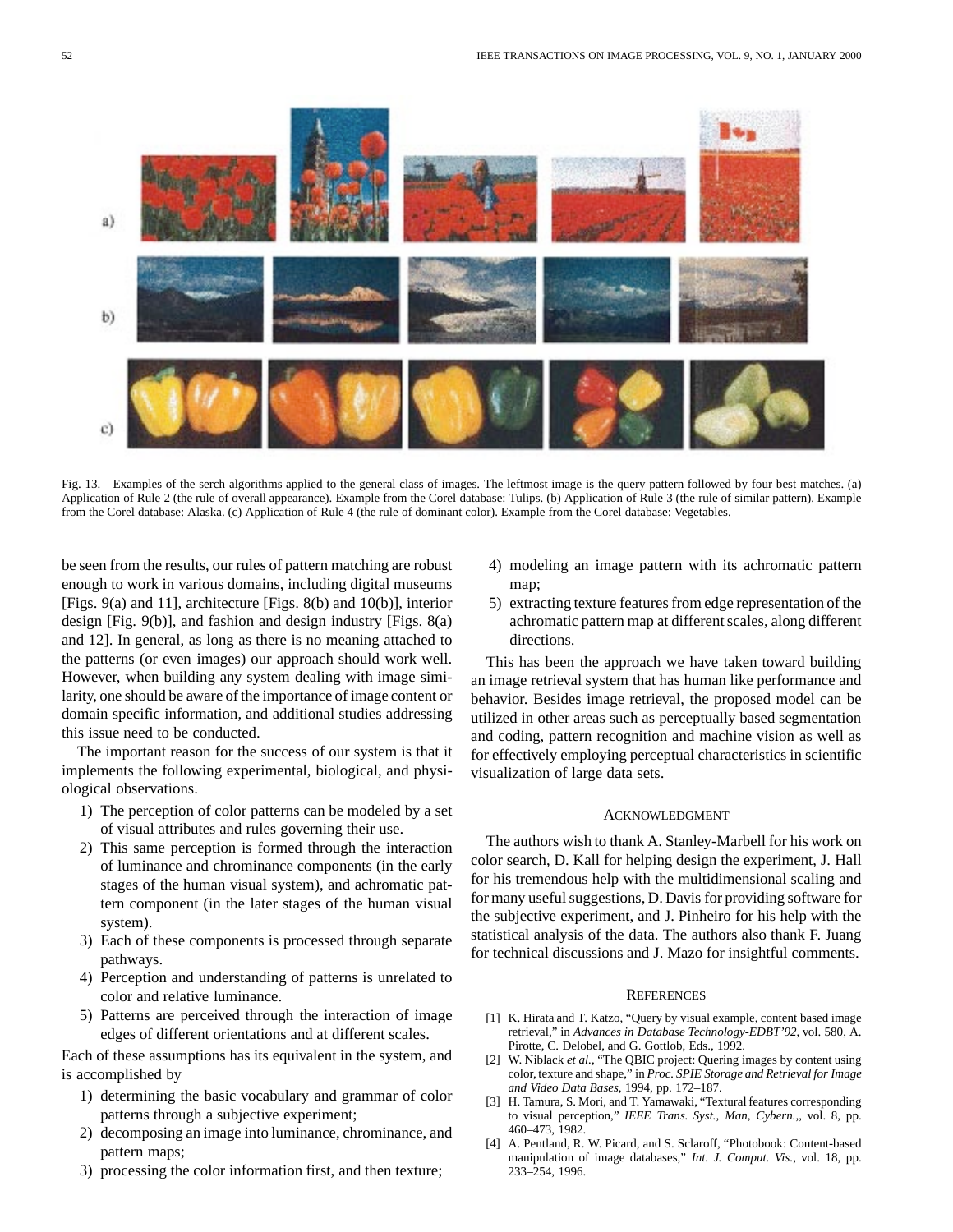Fig. 13. Examples of the serch algorithms applied to the general class of images. The leftmost image is the query pattern followed by four best matches. (a) Application of Rule 2 (the rule of overall appearance). Example from the Corel database: Tulips. (b) Application of Rule 3 (the rule of similar pattern). Example from the Corel database: Alaska. (c) Application of Rule 4 (the rule of dominant color). Example from the Corel database: Vegetables.

be seen from the results, our rules of pattern matching are robust enough to work in various domains, including digital museums [Figs. 9(a) and 11], architecture [Figs. 8(b) and 10(b)], interior design [Fig. 9(b)], and fashion and design industry [Figs. 8(a) and 12]. In general, as long as there is no meaning attached to the patterns (or even images) our approach should work well. However, when building any system dealing with image similarity, one should be aware of the importance of image content or domain specific information, and additional studies addressing this issue need to be conducted.

The important reason for the success of our system is that it implements the following experimental, biological, and physiological observations.

1) The perception of color patterns can be modeled by a set of visual attributes and rules governing their use.
2) This same perception is formed through the interaction of luminance and chrominance components (in the early stages of the human visual system), and achromatic pattern component (in the later stages of the human visual system).
3) Each of these components is processed through separate pathways.
4) Perception and understanding of patterns is unrelated to color and relative luminance.
5) Patterns are perceived through the interaction of image edges of different orientations and at different scales.

Each of these assumptions has its equivalent in the system, and is accomplished by

1) determining the basic vocabulary and grammar of color patterns through a subjective experiment;
2) decomposing an image into luminance, chrominance, and pattern maps;
3) processing the color information first, and then texture;
4) modeling an image pattern with its achromatic pattern map;
5) extracting texture features from edge representation of the achromatic pattern map at different scales, along different directions.

This has been the approach we have taken toward building an image retrieval system that has human like performance and behavior. Besides image retrieval, the proposed model can be utilized in other areas such as perceptually based segmentation and coding, pattern recognition and machine vision as well as for effectively employing perceptual characteristics in scientific visualization of large data sets.

## Acknowledgment

The authors wish to thank A. Stanley-Marbell for his work on color search, D. Kall for helping design the experiment, J. Hall for his tremendous help with the multidimensional scaling and for many useful suggestions, D. Davis for providing software for the subjective experiment, and J. Pinheiro for his help with the statistical analysis of the data. The authors also thank F. Juang for technical discussions and J. Mazo for insightful comments.

## References

[1] K. Hirata and T. Katzo, "Query by visual example, content based image retrieval," in *Advances in Database Technology-EDBT'92*, vol. 580, A. Pirotte, C. Delobel, and G. Gottlob, Eds., 1992.

[2] W. Niblack *et al.*, "The QBIC project: Quering images by content using color, texture and shape," in *Proc. SPIE Storage and Retrieval for Image and Video Data Bases*, 1994, pp. 172–187.

[3] H. Tamura, S. Mori, and T. Yamawaki, "Textural features corresponding to visual perception," *IEEE Trans. Syst., Man, Cybern.*,, vol. 8, pp. 460–473, 1982.

[4] A. Pentland, R. W. Picard, and S. Sclaroff, "Photobook: Content-based manipulation of image databases," *Int. J. Comput. Vis.*, vol. 18, pp. 233–254, 1996.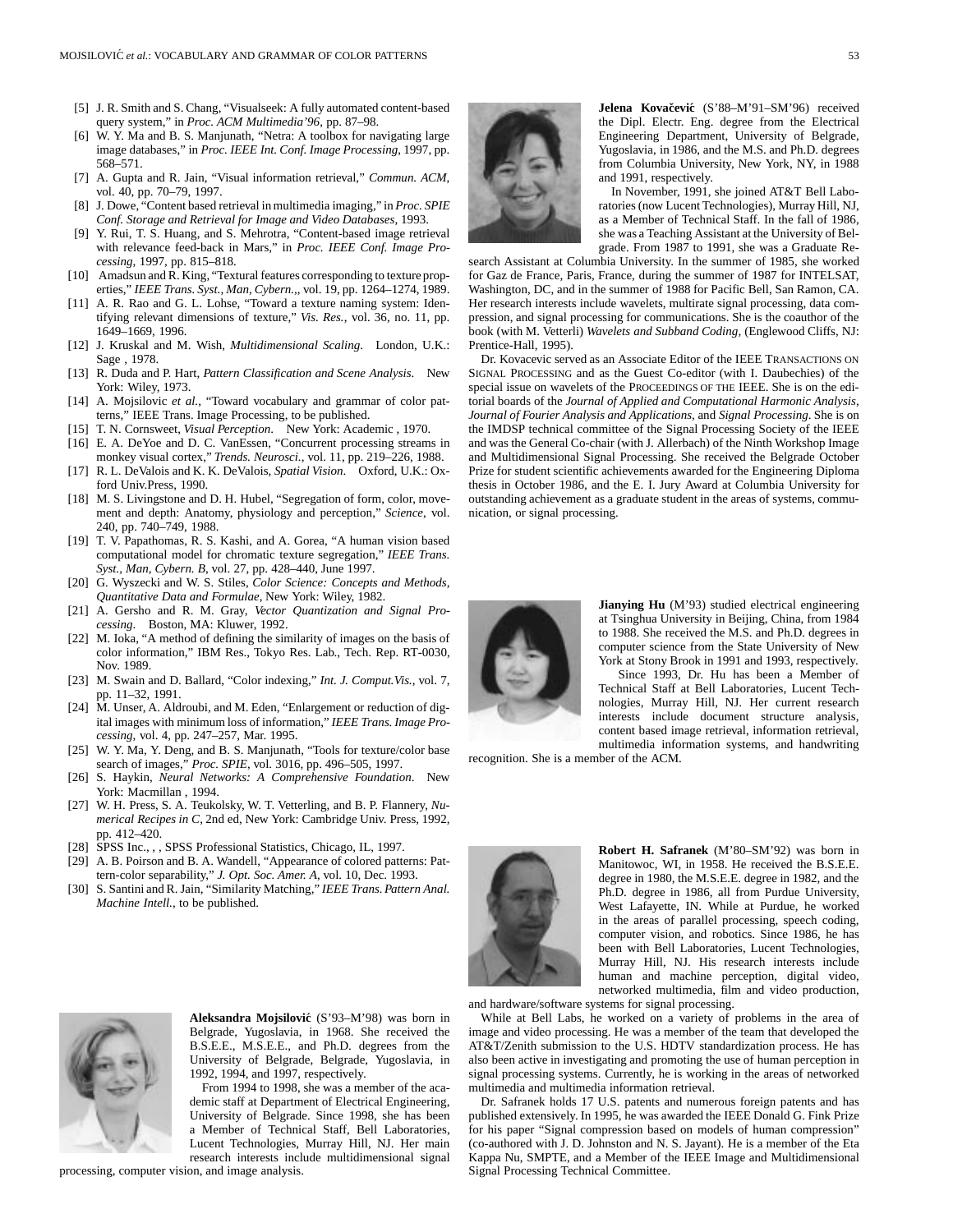[5] J. R. Smith and S. Chang, "Visualseek: A fully automated content-based query system," in *Proc. ACM Multimedia'96*, pp. 87–98.

[6] W. Y. Ma and B. S. Manjunath, "Netra: A toolbox for navigating large image databases," in *Proc. IEEE Int. Conf. Image Processing*, 1997, pp. 568–571.

[7] A. Gupta and R. Jain, "Visual information retrieval," *Commun. ACM*, vol. 40, pp. 70–79, 1997.

[8] J. Dowe, "Content based retrieval in multimedia imaging," in *Proc. SPIE Conf. Storage and Retrieval for Image and Video Databases*, 1993.

[9] Y. Rui, T. S. Huang, and S. Mehrotra, "Content-based image retrieval with relevance feed-back in Mars," in *Proc. IEEE Conf. Image Processing*, 1997, pp. 815–818.

[10] Amadsun and R. King, "Textural features corresponding to texture properties," *IEEE Trans. Syst., Man, Cybern.*, vol. 19, pp. 1264–1274, 1989.

[11] A. R. Rao and G. L. Lohse, "Toward a texture naming system: Identifying relevant dimensions of texture," *Vis. Res.*, vol. 36, no. 11, pp. 1649–1669, 1996.

[12] J. Kruskal and M. Wish, *Multidimensional Scaling*. London, U.K.: Sage , 1978.

[13] R. Duda and P. Hart, *Pattern Classification and Scene Analysis*. New York: Wiley, 1973.

[14] A. Mojsilovic *et al.*, "Toward vocabulary and grammar of color patterns," IEEE Trans. Image Processing, to be published.

[15] T. N. Cornsweet, *Visual Perception*. New York: Academic , 1970.

[16] E. A. DeYoe and D. C. VanEssen, "Concurrent processing streams in monkey visual cortex," *Trends. Neurosci.*, vol. 11, pp. 219–226, 1988.

[17] R. L. DeValois and K. K. DeValois, *Spatial Vision*. Oxford, U.K.: Oxford Univ.Press, 1990.

[18] M. S. Livingstone and D. H. Hubel, "Segregation of form, color, movement and depth: Anatomy, physiology and perception," *Science*, vol. 240, pp. 740–749, 1988.

[19] T. V. Papathomas, R. S. Kashi, and A. Gorea, "A human vision based computational model for chromatic texture segregation," *IEEE Trans. Syst., Man, Cybern. B*, vol. 27, pp. 428–440, June 1997.

[20] G. Wyszecki and W. S. Stiles, *Color Science: Concepts and Methods, Quantitative Data and Formulae*, New York: Wiley, 1982.

[21] A. Gersho and R. M. Gray, *Vector Quantization and Signal Processing*. Boston, MA: Kluwer, 1992.

[22] M. Ioka, "A method of defining the similarity of images on the basis of color information," IBM Res., Tokyo Res. Lab., Tech. Rep. RT-0030, Nov. 1989.

[23] M. Swain and D. Ballard, "Color indexing," *Int. J. Comput.Vis.*, vol. 7, pp. 11–32, 1991.

[24] M. Unser, A. Aldroubi, and M. Eden, "Enlargement or reduction of digital images with minimum loss of information," *IEEE Trans. Image Processing*, vol. 4, pp. 247–257, Mar. 1995.

[25] W. Y. Ma, Y. Deng, and B. S. Manjunath, "Tools for texture/color base search of images," *Proc. SPIE*, vol. 3016, pp. 496–505, 1997.

[26] S. Haykin, *Neural Networks: A Comprehensive Foundation*. New York: Macmillan , 1994.

[27] W. H. Press, S. A. Teukolsky, W. T. Vetterling, and B. P. Flannery, *Numerical Recipes in C*, 2nd ed, New York: Cambridge Univ. Press, 1992, pp. 412–420.

[28] SPSS Inc., , , SPSS Professional Statistics, Chicago, IL, 1997.

[29] A. B. Poirson and B. A. Wandell, "Appearance of colored patterns: Pattern-color separability," *J. Opt. Soc. Amer. A*, vol. 10, Dec. 1993.

[30] S. Santini and R. Jain, "Similarity Matching," *IEEE Trans. Pattern Anal. Machine Intell.*, to be published.

**Aleksandra Mojsilović** (S'93–M'98) was born in Belgrade, Yugoslavia, in 1968. She received the B.S.E.E., M.S.E.E., and Ph.D. degrees from the University of Belgrade, Belgrade, Yugoslavia, in 1992, 1994, and 1997, respectively.

From 1994 to 1998, she was a member of the academic staff at Department of Electrical Engineering, University of Belgrade. Since 1998, she has been a Member of Technical Staff, Bell Laboratories, Lucent Technologies, Murray Hill, NJ. Her main research interests include multidimensional signal processing, computer vision, and image analysis.

**Jelena Kovačević** (S'88–M'91–SM'96) received the Dipl. Electr. Eng. degree from the Electrical Engineering Department, University of Belgrade, Yugoslavia, in 1986, and the M.S. and Ph.D. degrees from Columbia University, New York, NY, in 1988 and 1991, respectively.

In November, 1991, she joined AT&T Bell Laboratories (now Lucent Technologies), Murray Hill, NJ, as a Member of Technical Staff. In the fall of 1986, she was a Teaching Assistant at the University of Belgrade. From 1987 to 1991, she was a Graduate Research Assistant at Columbia University. In the summer of 1985, she worked for Gaz de France, Paris, France, during the summer of 1987 for INTELSAT, Washington, DC, and in the summer of 1988 for Pacific Bell, San Ramon, CA. Her research interests include wavelets, multirate signal processing, data compression, and signal processing for communications. She is the coauthor of the book (with M. Vetterli) *Wavelets and Subband Coding*, (Englewood Cliffs, NJ: Prentice-Hall, 1995).

Dr. Kovacevic served as an Associate Editor of the IEEE TRANSACTIONS ON SIGNAL PROCESSING and as the Guest Co-editor (with I. Daubechies) of the special issue on wavelets of the PROCEEDINGS OF THE IEEE. She is on the editorial boards of the *Journal of Applied and Computational Harmonic Analysis*, *Journal of Fourier Analysis and Applications*, and *Signal Processing*. She is on the IMDSP technical committee of the Signal Processing Society of the IEEE and was the General Co-chair (with J. Allerbach) of the Ninth Workshop Image and Multidimensional Signal Processing. She received the Belgrade October Prize for student scientific achievements awarded for the Engineering Diploma thesis in October 1986, and the E. I. Jury Award at Columbia University for outstanding achievement as a graduate student in the areas of systems, communication, or signal processing.

**Jianying Hu** (M'93) studied electrical engineering at Tsinghua University in Beijing, China, from 1984 to 1988. She received the M.S. and Ph.D. degrees in computer science from the State University of New York at Stony Brook in 1991 and 1993, respectively.

Since 1993, Dr. Hu has been a Member of Technical Staff at Bell Laboratories, Lucent Technologies, Murray Hill, NJ. Her current research interests include document structure analysis, content based image retrieval, information retrieval, multimedia information systems, and handwriting recognition. She is a member of the ACM.

**Robert H. Safranek** (M'80–SM'92) was born in Manitowoc, WI, in 1958. He received the B.S.E.E. degree in 1980, the M.S.E.E. degree in 1982, and the Ph.D. degree in 1986, all from Purdue University, West Lafayette, IN. While at Purdue, he worked in the areas of parallel processing, speech coding, computer vision, and robotics. Since 1986, he has been with Bell Laboratories, Lucent Technologies, Murray Hill, NJ. His research interests include human and machine perception, digital video, networked multimedia, film and video production, and hardware/software systems for signal processing.

While at Bell Labs, he worked on a variety of problems in the area of image and video processing. He was a member of the team that developed the AT&T/Zenith submission to the U.S. HDTV standardization process. He has also been active in investigating and promoting the use of human perception in signal processing systems. Currently, he is working in the areas of networked multimedia and multimedia information retrieval.

Dr. Safranek holds 17 U.S. patents and numerous foreign patents and has published extensively. In 1995, he was awarded the IEEE Donald G. Fink Prize for his paper "Signal compression based on models of human compression" (co-authored with J. D. Johnston and N. S. Jayant). He is a member of the Eta Kappa Nu, SMPTE, and a Member of the IEEE Image and Multidimensional Signal Processing Technical Committee.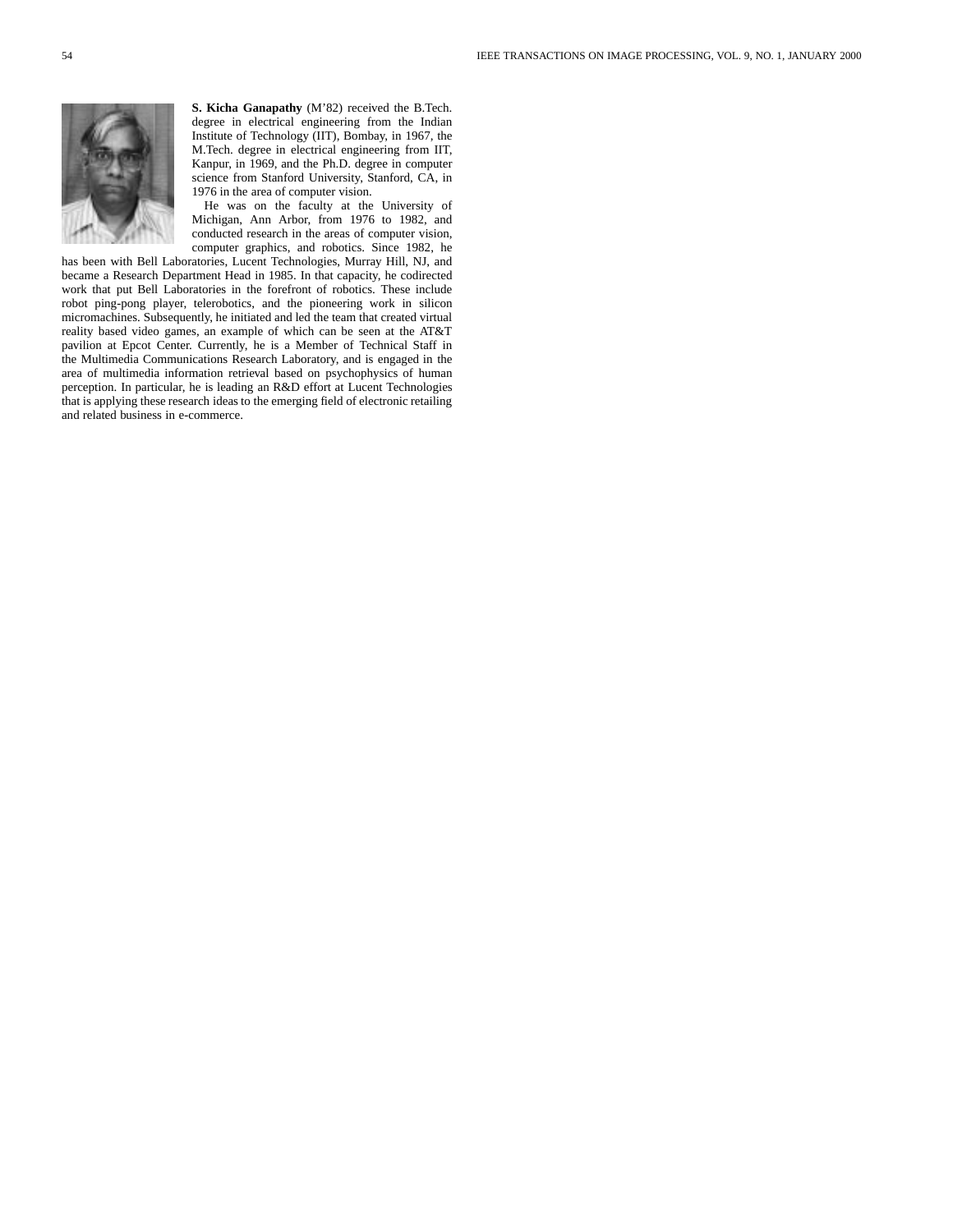**S. Kicha Ganapathy** (M'82) received the B.Tech. degree in electrical engineering from the Indian Institute of Technology (IIT), Bombay, in 1967, the M.Tech. degree in electrical engineering from IIT, Kanpur, in 1969, and the Ph.D. degree in computer science from Stanford University, Stanford, CA, in 1976 in the area of computer vision.

He was on the faculty at the University of Michigan, Ann Arbor, from 1976 to 1982, and conducted research in the areas of computer vision, computer graphics, and robotics. Since 1982, he has been with Bell Laboratories, Lucent Technologies, Murray Hill, NJ, and became a Research Department Head in 1985. In that capacity, he codirected work that put Bell Laboratories in the forefront of robotics. These include robot ping-pong player, telerobotics, and the pioneering work in silicon micromachines. Subsequently, he initiated and led the team that created virtual reality based video games, an example of which can be seen at the AT&T pavilion at Epcot Center. Currently, he is a Member of Technical Staff in the Multimedia Communications Research Laboratory, and is engaged in the area of multimedia information retrieval based on psychophysics of human perception. In particular, he is leading an R&D effort at Lucent Technologies that is applying these research ideas to the emerging field of electronic retailing and related business in e-commerce.